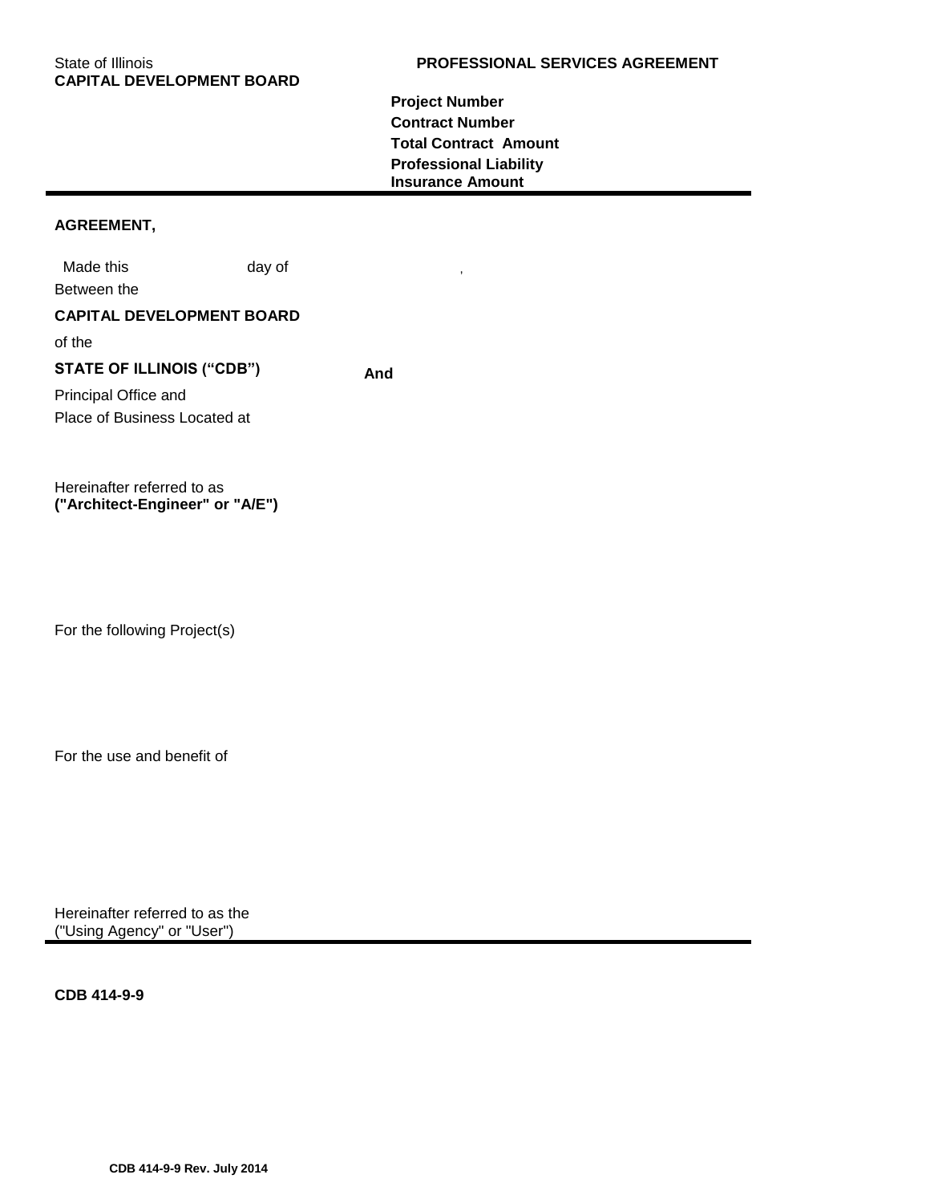State of Illinois
**CAPITAL DEVELOPMENT BOARD**

**PROFESSIONAL SERVICES AGREEMENT**

**Project Number**
**Contract Number**
**Total Contract Amount**
**Professional Liability Insurance Amount**

---

**AGREEMENT,**

Made this day of ,

Between the

**CAPITAL DEVELOPMENT BOARD**

of the

**STATE OF ILLINOIS ("CDB")** **And**

Principal Office and
Place of Business Located at

Hereinafter referred to as
**("Architect-Engineer" or "A/E")**

For the following Project(s)

For the use and benefit of

Hereinafter referred to as the
("Using Agency" or "User")

---

**CDB 414-9-9**

**CDB 414-9-9 Rev. July 2014**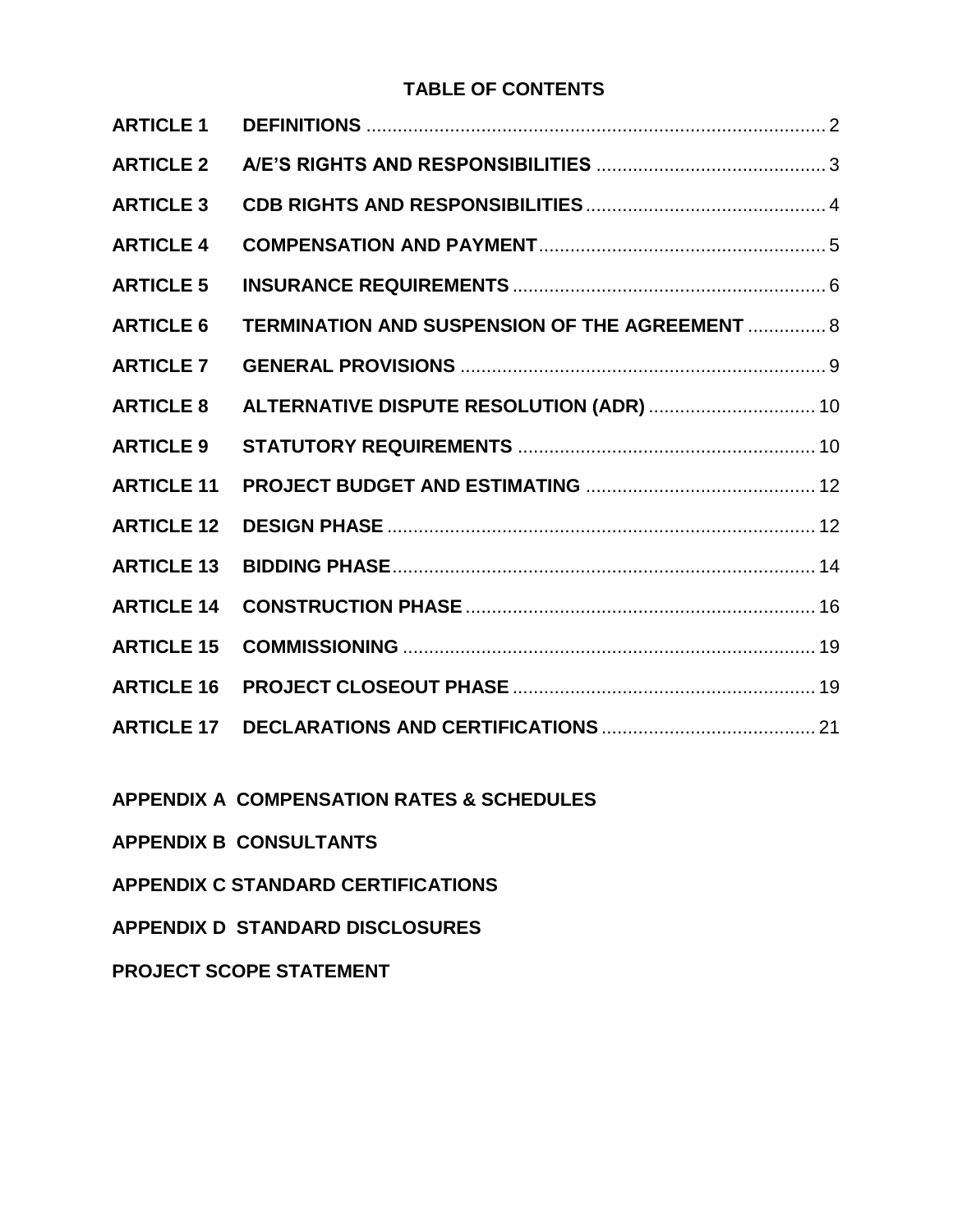# TABLE OF CONTENTS

| | | |
|---|---|---|
| **ARTICLE 1** | **DEFINITIONS** | 2 |
| **ARTICLE 2** | **A/E'S RIGHTS AND RESPONSIBILITIES** | 3 |
| **ARTICLE 3** | **CDB RIGHTS AND RESPONSIBILITIES** | 4 |
| **ARTICLE 4** | **COMPENSATION AND PAYMENT** | 5 |
| **ARTICLE 5** | **INSURANCE REQUIREMENTS** | 6 |
| **ARTICLE 6** | **TERMINATION AND SUSPENSION OF THE AGREEMENT** | 8 |
| **ARTICLE 7** | **GENERAL PROVISIONS** | 9 |
| **ARTICLE 8** | **ALTERNATIVE DISPUTE RESOLUTION (ADR)** | 10 |
| **ARTICLE 9** | **STATUTORY REQUIREMENTS** | 10 |
| **ARTICLE 11** | **PROJECT BUDGET AND ESTIMATING** | 12 |
| **ARTICLE 12** | **DESIGN PHASE** | 12 |
| **ARTICLE 13** | **BIDDING PHASE** | 14 |
| **ARTICLE 14** | **CONSTRUCTION PHASE** | 16 |
| **ARTICLE 15** | **COMMISSIONING** | 19 |
| **ARTICLE 16** | **PROJECT CLOSEOUT PHASE** | 19 |
| **ARTICLE 17** | **DECLARATIONS AND CERTIFICATIONS** | 21 |

**APPENDIX A COMPENSATION RATES & SCHEDULES**

**APPENDIX B CONSULTANTS**

**APPENDIX C STANDARD CERTIFICATIONS**

**APPENDIX D STANDARD DISCLOSURES**

**PROJECT SCOPE STATEMENT**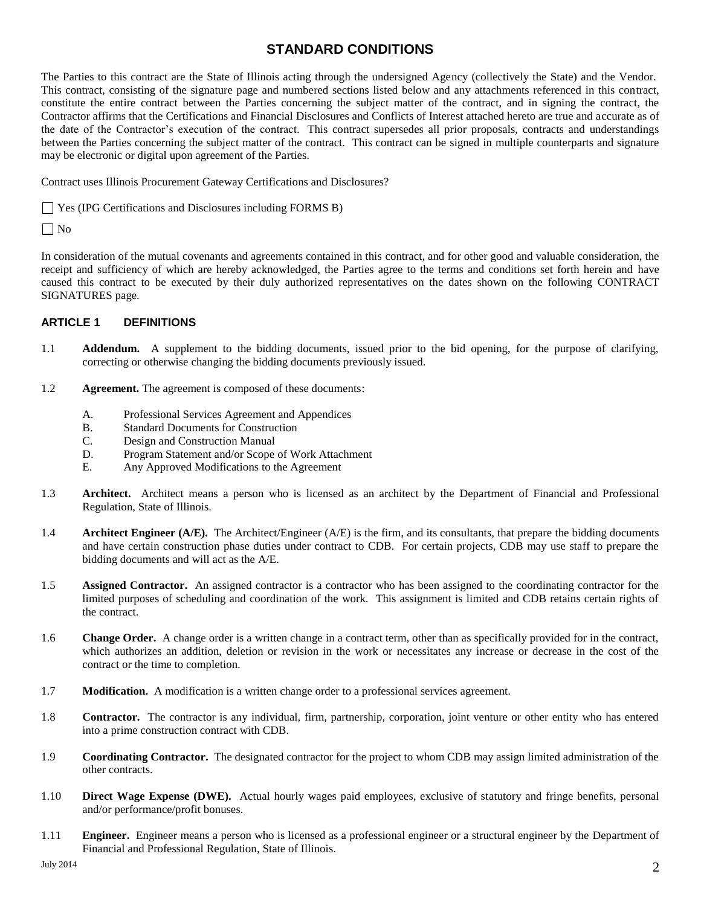# STANDARD CONDITIONS

The Parties to this contract are the State of Illinois acting through the undersigned Agency (collectively the State) and the Vendor. This contract, consisting of the signature page and numbered sections listed below and any attachments referenced in this contract, constitute the entire contract between the Parties concerning the subject matter of the contract, and in signing the contract, the Contractor affirms that the Certifications and Financial Disclosures and Conflicts of Interest attached hereto are true and accurate as of the date of the Contractor's execution of the contract. This contract supersedes all prior proposals, contracts and understandings between the Parties concerning the subject matter of the contract. This contract can be signed in multiple counterparts and signature may be electronic or digital upon agreement of the Parties.

Contract uses Illinois Procurement Gateway Certifications and Disclosures?

☐ Yes (IPG Certifications and Disclosures including FORMS B)

☐ No

In consideration of the mutual covenants and agreements contained in this contract, and for other good and valuable consideration, the receipt and sufficiency of which are hereby acknowledged, the Parties agree to the terms and conditions set forth herein and have caused this contract to be executed by their duly authorized representatives on the dates shown on the following CONTRACT SIGNATURES page.

## ARTICLE 1 DEFINITIONS

1.1 **Addendum.** A supplement to the bidding documents, issued prior to the bid opening, for the purpose of clarifying, correcting or otherwise changing the bidding documents previously issued.

1.2 **Agreement.** The agreement is composed of these documents:

A. Professional Services Agreement and Appendices
B. Standard Documents for Construction
C. Design and Construction Manual
D. Program Statement and/or Scope of Work Attachment
E. Any Approved Modifications to the Agreement

1.3 **Architect.** Architect means a person who is licensed as an architect by the Department of Financial and Professional Regulation, State of Illinois.

1.4 **Architect Engineer (A/E).** The Architect/Engineer (A/E) is the firm, and its consultants, that prepare the bidding documents and have certain construction phase duties under contract to CDB. For certain projects, CDB may use staff to prepare the bidding documents and will act as the A/E.

1.5 **Assigned Contractor.** An assigned contractor is a contractor who has been assigned to the coordinating contractor for the limited purposes of scheduling and coordination of the work. This assignment is limited and CDB retains certain rights of the contract.

1.6 **Change Order.** A change order is a written change in a contract term, other than as specifically provided for in the contract, which authorizes an addition, deletion or revision in the work or necessitates any increase or decrease in the cost of the contract or the time to completion.

1.7 **Modification.** A modification is a written change order to a professional services agreement.

1.8 **Contractor.** The contractor is any individual, firm, partnership, corporation, joint venture or other entity who has entered into a prime construction contract with CDB.

1.9 **Coordinating Contractor.** The designated contractor for the project to whom CDB may assign limited administration of the other contracts.

1.10 **Direct Wage Expense (DWE).** Actual hourly wages paid employees, exclusive of statutory and fringe benefits, personal and/or performance/profit bonuses.

1.11 **Engineer.** Engineer means a person who is licensed as a professional engineer or a structural engineer by the Department of Financial and Professional Regulation, State of Illinois.

July 2014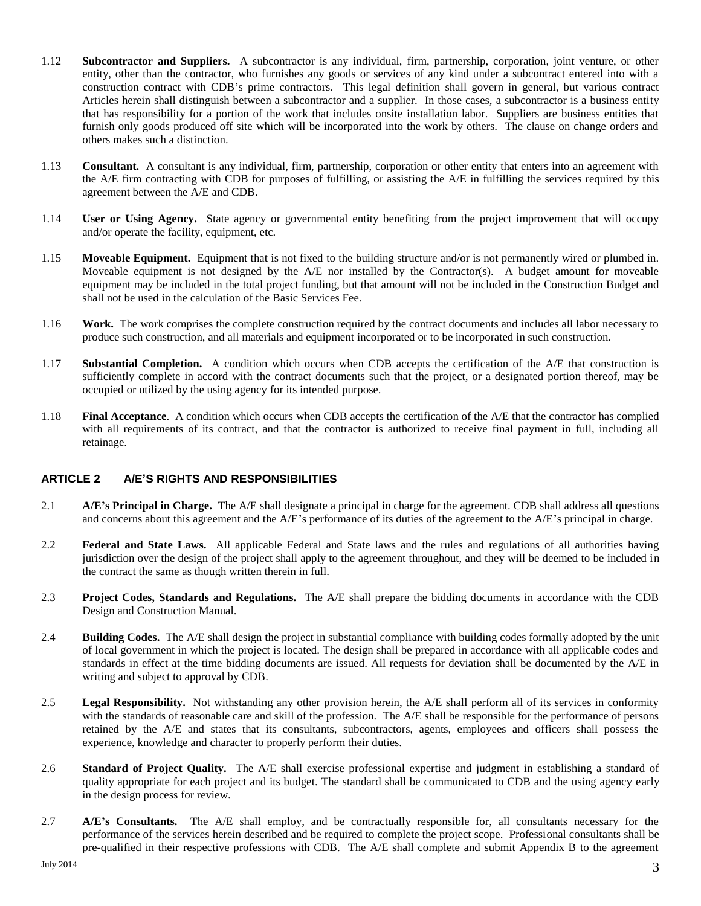1.12 **Subcontractor and Suppliers.** A subcontractor is any individual, firm, partnership, corporation, joint venture, or other entity, other than the contractor, who furnishes any goods or services of any kind under a subcontract entered into with a construction contract with CDB's prime contractors. This legal definition shall govern in general, but various contract Articles herein shall distinguish between a subcontractor and a supplier. In those cases, a subcontractor is a business entity that has responsibility for a portion of the work that includes onsite installation labor. Suppliers are business entities that furnish only goods produced off site which will be incorporated into the work by others. The clause on change orders and others makes such a distinction.

1.13 **Consultant.** A consultant is any individual, firm, partnership, corporation or other entity that enters into an agreement with the A/E firm contracting with CDB for purposes of fulfilling, or assisting the A/E in fulfilling the services required by this agreement between the A/E and CDB.

1.14 **User or Using Agency.** State agency or governmental entity benefiting from the project improvement that will occupy and/or operate the facility, equipment, etc.

1.15 **Moveable Equipment.** Equipment that is not fixed to the building structure and/or is not permanently wired or plumbed in. Moveable equipment is not designed by the A/E nor installed by the Contractor(s). A budget amount for moveable equipment may be included in the total project funding, but that amount will not be included in the Construction Budget and shall not be used in the calculation of the Basic Services Fee.

1.16 **Work.** The work comprises the complete construction required by the contract documents and includes all labor necessary to produce such construction, and all materials and equipment incorporated or to be incorporated in such construction.

1.17 **Substantial Completion.** A condition which occurs when CDB accepts the certification of the A/E that construction is sufficiently complete in accord with the contract documents such that the project, or a designated portion thereof, may be occupied or utilized by the using agency for its intended purpose.

1.18 **Final Acceptance**. A condition which occurs when CDB accepts the certification of the A/E that the contractor has complied with all requirements of its contract, and that the contractor is authorized to receive final payment in full, including all retainage.

## ARTICLE 2 A/E'S RIGHTS AND RESPONSIBILITIES

2.1 **A/E's Principal in Charge.** The A/E shall designate a principal in charge for the agreement. CDB shall address all questions and concerns about this agreement and the A/E's performance of its duties of the agreement to the A/E's principal in charge.

2.2 **Federal and State Laws.** All applicable Federal and State laws and the rules and regulations of all authorities having jurisdiction over the design of the project shall apply to the agreement throughout, and they will be deemed to be included in the contract the same as though written therein in full.

2.3 **Project Codes, Standards and Regulations.** The A/E shall prepare the bidding documents in accordance with the CDB Design and Construction Manual.

2.4 **Building Codes.** The A/E shall design the project in substantial compliance with building codes formally adopted by the unit of local government in which the project is located. The design shall be prepared in accordance with all applicable codes and standards in effect at the time bidding documents are issued. All requests for deviation shall be documented by the A/E in writing and subject to approval by CDB.

2.5 **Legal Responsibility.** Not withstanding any other provision herein, the A/E shall perform all of its services in conformity with the standards of reasonable care and skill of the profession. The A/E shall be responsible for the performance of persons retained by the A/E and states that its consultants, subcontractors, agents, employees and officers shall possess the experience, knowledge and character to properly perform their duties.

2.6 **Standard of Project Quality.** The A/E shall exercise professional expertise and judgment in establishing a standard of quality appropriate for each project and its budget. The standard shall be communicated to CDB and the using agency early in the design process for review.

2.7 **A/E's Consultants.** The A/E shall employ, and be contractually responsible for, all consultants necessary for the performance of the services herein described and be required to complete the project scope. Professional consultants shall be pre-qualified in their respective professions with CDB. The A/E shall complete and submit Appendix B to the agreement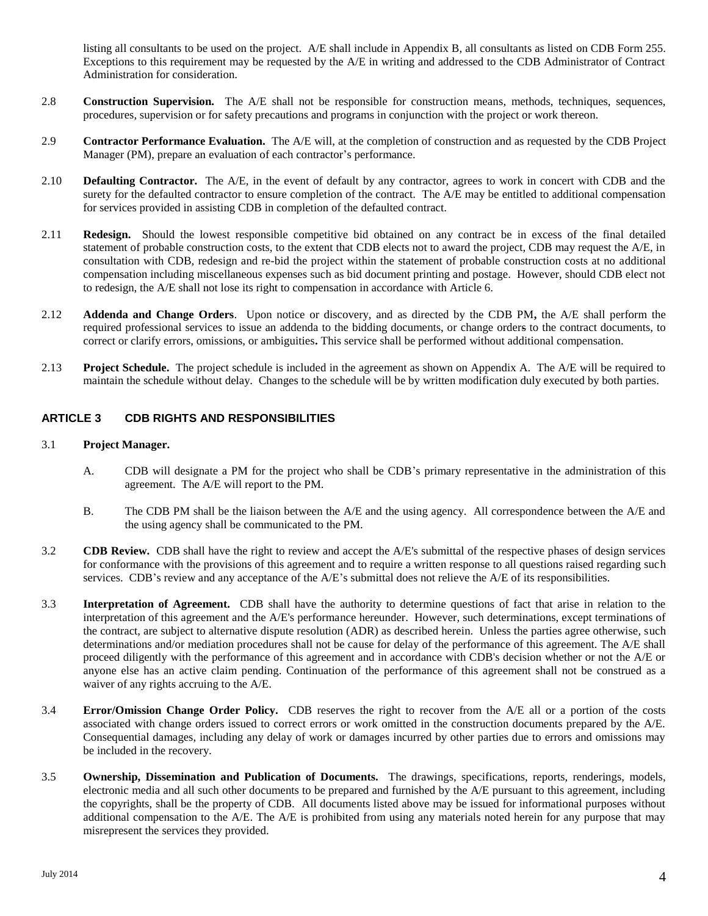listing all consultants to be used on the project. A/E shall include in Appendix B, all consultants as listed on CDB Form 255. Exceptions to this requirement may be requested by the A/E in writing and addressed to the CDB Administrator of Contract Administration for consideration.

2.8 **Construction Supervision.** The A/E shall not be responsible for construction means, methods, techniques, sequences, procedures, supervision or for safety precautions and programs in conjunction with the project or work thereon.

2.9 **Contractor Performance Evaluation.** The A/E will, at the completion of construction and as requested by the CDB Project Manager (PM), prepare an evaluation of each contractor's performance.

2.10 **Defaulting Contractor.** The A/E, in the event of default by any contractor, agrees to work in concert with CDB and the surety for the defaulted contractor to ensure completion of the contract. The A/E may be entitled to additional compensation for services provided in assisting CDB in completion of the defaulted contract.

2.11 **Redesign.** Should the lowest responsible competitive bid obtained on any contract be in excess of the final detailed statement of probable construction costs, to the extent that CDB elects not to award the project, CDB may request the A/E, in consultation with CDB, redesign and re-bid the project within the statement of probable construction costs at no additional compensation including miscellaneous expenses such as bid document printing and postage. However, should CDB elect not to redesign, the A/E shall not lose its right to compensation in accordance with Article 6.

2.12 **Addenda and Change Orders**. Upon notice or discovery, and as directed by the CDB PM**,** the A/E shall perform the required professional services to issue an addenda to the bidding documents, or change orders to the contract documents, to correct or clarify errors, omissions, or ambiguities**.** This service shall be performed without additional compensation.

2.13 **Project Schedule.** The project schedule is included in the agreement as shown on Appendix A. The A/E will be required to maintain the schedule without delay. Changes to the schedule will be by written modification duly executed by both parties.

## ARTICLE 3 CDB RIGHTS AND RESPONSIBILITIES

3.1 **Project Manager.**

A. CDB will designate a PM for the project who shall be CDB's primary representative in the administration of this agreement. The A/E will report to the PM.

B. The CDB PM shall be the liaison between the A/E and the using agency. All correspondence between the A/E and the using agency shall be communicated to the PM.

3.2 **CDB Review.** CDB shall have the right to review and accept the A/E's submittal of the respective phases of design services for conformance with the provisions of this agreement and to require a written response to all questions raised regarding such services. CDB's review and any acceptance of the A/E's submittal does not relieve the A/E of its responsibilities.

3.3 **Interpretation of Agreement.** CDB shall have the authority to determine questions of fact that arise in relation to the interpretation of this agreement and the A/E's performance hereunder. However, such determinations, except terminations of the contract, are subject to alternative dispute resolution (ADR) as described herein. Unless the parties agree otherwise, such determinations and/or mediation procedures shall not be cause for delay of the performance of this agreement. The A/E shall proceed diligently with the performance of this agreement and in accordance with CDB's decision whether or not the A/E or anyone else has an active claim pending. Continuation of the performance of this agreement shall not be construed as a waiver of any rights accruing to the A/E.

3.4 **Error/Omission Change Order Policy.** CDB reserves the right to recover from the A/E all or a portion of the costs associated with change orders issued to correct errors or work omitted in the construction documents prepared by the A/E. Consequential damages, including any delay of work or damages incurred by other parties due to errors and omissions may be included in the recovery.

3.5 **Ownership, Dissemination and Publication of Documents.** The drawings, specifications, reports, renderings, models, electronic media and all such other documents to be prepared and furnished by the A/E pursuant to this agreement, including the copyrights, shall be the property of CDB. All documents listed above may be issued for informational purposes without additional compensation to the A/E. The A/E is prohibited from using any materials noted herein for any purpose that may misrepresent the services they provided.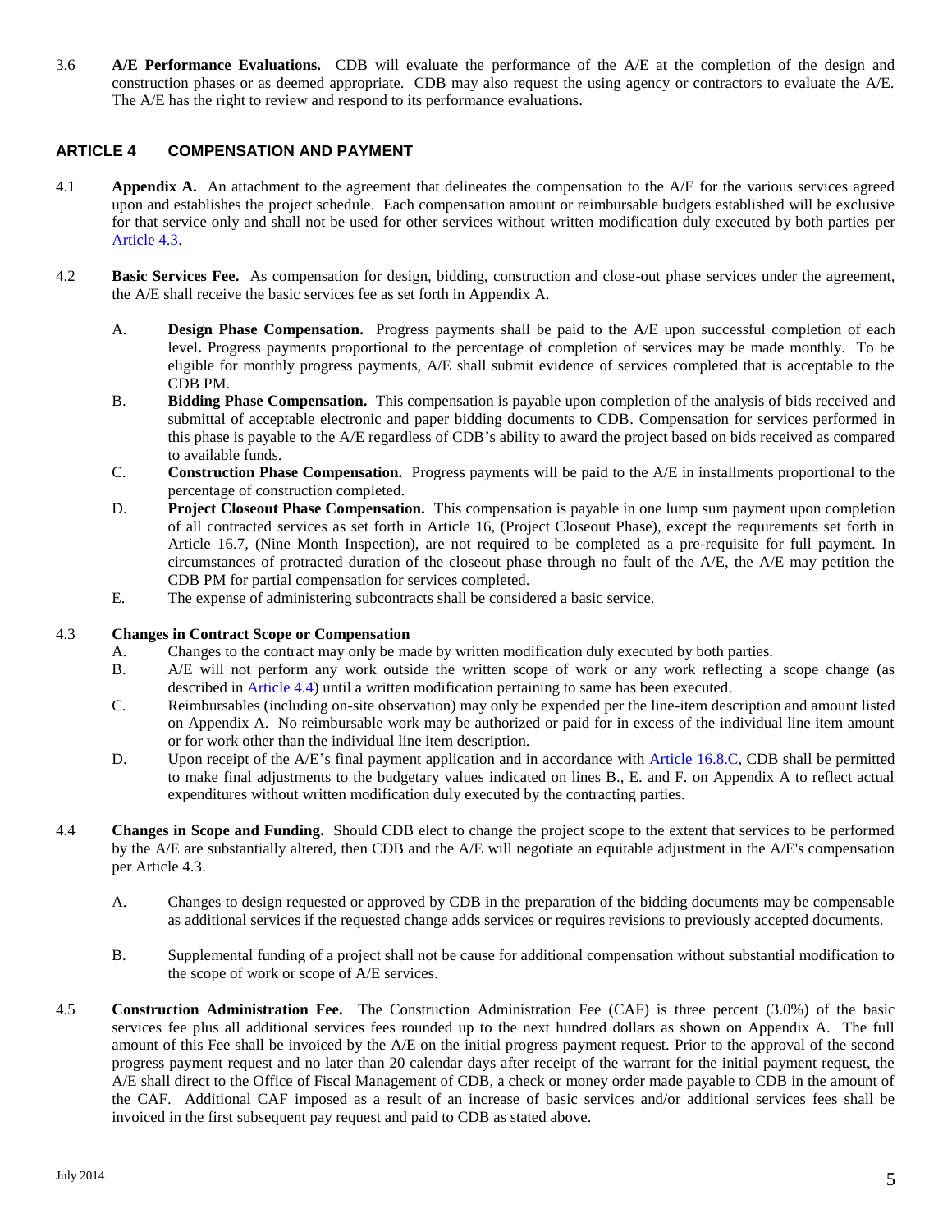3.6 **A/E Performance Evaluations.** CDB will evaluate the performance of the A/E at the completion of the design and construction phases or as deemed appropriate. CDB may also request the using agency or contractors to evaluate the A/E. The A/E has the right to review and respond to its performance evaluations.

## ARTICLE 4 COMPENSATION AND PAYMENT

4.1 **Appendix A.** An attachment to the agreement that delineates the compensation to the A/E for the various services agreed upon and establishes the project schedule. Each compensation amount or reimbursable budgets established will be exclusive for that service only and shall not be used for other services without written modification duly executed by both parties per Article 4.3.

4.2 **Basic Services Fee.** As compensation for design, bidding, construction and close-out phase services under the agreement, the A/E shall receive the basic services fee as set forth in Appendix A.

A. **Design Phase Compensation.** Progress payments shall be paid to the A/E upon successful completion of each level**.** Progress payments proportional to the percentage of completion of services may be made monthly. To be eligible for monthly progress payments, A/E shall submit evidence of services completed that is acceptable to the CDB PM.

B. **Bidding Phase Compensation.** This compensation is payable upon completion of the analysis of bids received and submittal of acceptable electronic and paper bidding documents to CDB. Compensation for services performed in this phase is payable to the A/E regardless of CDB's ability to award the project based on bids received as compared to available funds.

C. **Construction Phase Compensation.** Progress payments will be paid to the A/E in installments proportional to the percentage of construction completed.

D. **Project Closeout Phase Compensation.** This compensation is payable in one lump sum payment upon completion of all contracted services as set forth in Article 16, (Project Closeout Phase), except the requirements set forth in Article 16.7, (Nine Month Inspection), are not required to be completed as a pre-requisite for full payment. In circumstances of protracted duration of the closeout phase through no fault of the A/E, the A/E may petition the CDB PM for partial compensation for services completed.

E. The expense of administering subcontracts shall be considered a basic service.

4.3 **Changes in Contract Scope or Compensation**

A. Changes to the contract may only be made by written modification duly executed by both parties.

B. A/E will not perform any work outside the written scope of work or any work reflecting a scope change (as described in Article 4.4) until a written modification pertaining to same has been executed.

C. Reimbursables (including on-site observation) may only be expended per the line-item description and amount listed on Appendix A. No reimbursable work may be authorized or paid for in excess of the individual line item amount or for work other than the individual line item description.

D. Upon receipt of the A/E's final payment application and in accordance with Article 16.8.C, CDB shall be permitted to make final adjustments to the budgetary values indicated on lines B., E. and F. on Appendix A to reflect actual expenditures without written modification duly executed by the contracting parties.

4.4 **Changes in Scope and Funding.** Should CDB elect to change the project scope to the extent that services to be performed by the A/E are substantially altered, then CDB and the A/E will negotiate an equitable adjustment in the A/E's compensation per Article 4.3.

A. Changes to design requested or approved by CDB in the preparation of the bidding documents may be compensable as additional services if the requested change adds services or requires revisions to previously accepted documents.

B. Supplemental funding of a project shall not be cause for additional compensation without substantial modification to the scope of work or scope of A/E services.

4.5 **Construction Administration Fee.** The Construction Administration Fee (CAF) is three percent (3.0%) of the basic services fee plus all additional services fees rounded up to the next hundred dollars as shown on Appendix A. The full amount of this Fee shall be invoiced by the A/E on the initial progress payment request. Prior to the approval of the second progress payment request and no later than 20 calendar days after receipt of the warrant for the initial payment request, the A/E shall direct to the Office of Fiscal Management of CDB, a check or money order made payable to CDB in the amount of the CAF. Additional CAF imposed as a result of an increase of basic services and/or additional services fees shall be invoiced in the first subsequent pay request and paid to CDB as stated above.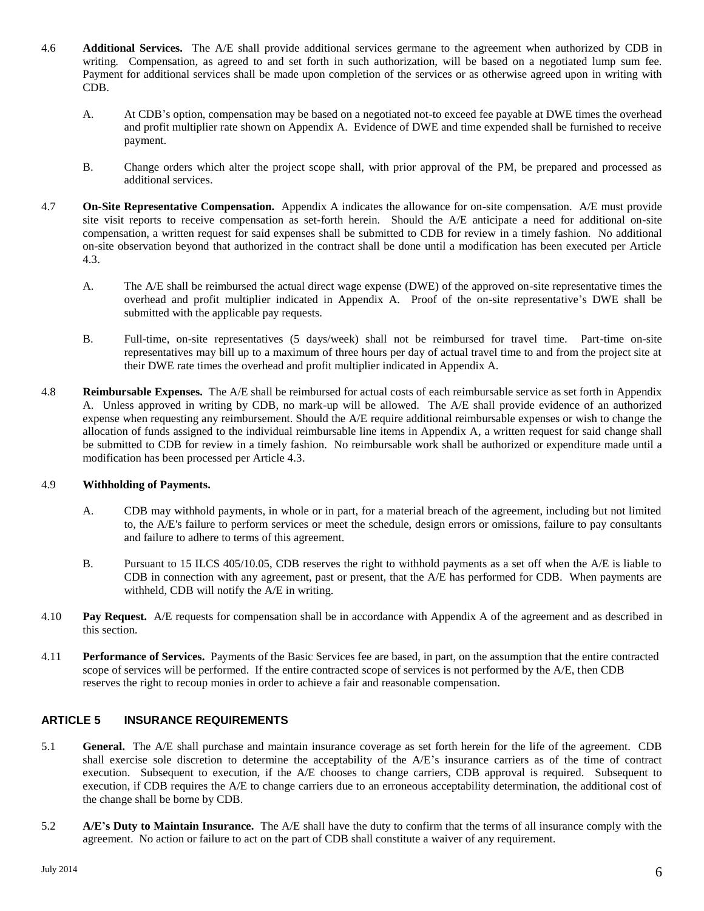4.6 **Additional Services.** The A/E shall provide additional services germane to the agreement when authorized by CDB in writing. Compensation, as agreed to and set forth in such authorization, will be based on a negotiated lump sum fee. Payment for additional services shall be made upon completion of the services or as otherwise agreed upon in writing with CDB.

A. At CDB's option, compensation may be based on a negotiated not-to exceed fee payable at DWE times the overhead and profit multiplier rate shown on Appendix A. Evidence of DWE and time expended shall be furnished to receive payment.

B. Change orders which alter the project scope shall, with prior approval of the PM, be prepared and processed as additional services.

4.7 **On-Site Representative Compensation.** Appendix A indicates the allowance for on-site compensation. A/E must provide site visit reports to receive compensation as set-forth herein. Should the A/E anticipate a need for additional on-site compensation, a written request for said expenses shall be submitted to CDB for review in a timely fashion. No additional on-site observation beyond that authorized in the contract shall be done until a modification has been executed per Article 4.3.

A. The A/E shall be reimbursed the actual direct wage expense (DWE) of the approved on-site representative times the overhead and profit multiplier indicated in Appendix A. Proof of the on-site representative's DWE shall be submitted with the applicable pay requests.

B. Full-time, on-site representatives (5 days/week) shall not be reimbursed for travel time. Part-time on-site representatives may bill up to a maximum of three hours per day of actual travel time to and from the project site at their DWE rate times the overhead and profit multiplier indicated in Appendix A.

4.8 **Reimbursable Expenses.** The A/E shall be reimbursed for actual costs of each reimbursable service as set forth in Appendix A. Unless approved in writing by CDB, no mark-up will be allowed. The A/E shall provide evidence of an authorized expense when requesting any reimbursement. Should the A/E require additional reimbursable expenses or wish to change the allocation of funds assigned to the individual reimbursable line items in Appendix A, a written request for said change shall be submitted to CDB for review in a timely fashion. No reimbursable work shall be authorized or expenditure made until a modification has been processed per Article 4.3.

4.9 **Withholding of Payments.**

A. CDB may withhold payments, in whole or in part, for a material breach of the agreement, including but not limited to, the A/E's failure to perform services or meet the schedule, design errors or omissions, failure to pay consultants and failure to adhere to terms of this agreement.

B. Pursuant to 15 ILCS 405/10.05, CDB reserves the right to withhold payments as a set off when the A/E is liable to CDB in connection with any agreement, past or present, that the A/E has performed for CDB. When payments are withheld, CDB will notify the A/E in writing.

4.10 **Pay Request.** A/E requests for compensation shall be in accordance with Appendix A of the agreement and as described in this section.

4.11 **Performance of Services.** Payments of the Basic Services fee are based, in part, on the assumption that the entire contracted scope of services will be performed. If the entire contracted scope of services is not performed by the A/E, then CDB reserves the right to recoup monies in order to achieve a fair and reasonable compensation.

## ARTICLE 5 INSURANCE REQUIREMENTS

5.1 **General.** The A/E shall purchase and maintain insurance coverage as set forth herein for the life of the agreement. CDB shall exercise sole discretion to determine the acceptability of the A/E's insurance carriers as of the time of contract execution. Subsequent to execution, if the A/E chooses to change carriers, CDB approval is required. Subsequent to execution, if CDB requires the A/E to change carriers due to an erroneous acceptability determination, the additional cost of the change shall be borne by CDB.

5.2 **A/E's Duty to Maintain Insurance.** The A/E shall have the duty to confirm that the terms of all insurance comply with the agreement. No action or failure to act on the part of CDB shall constitute a waiver of any requirement.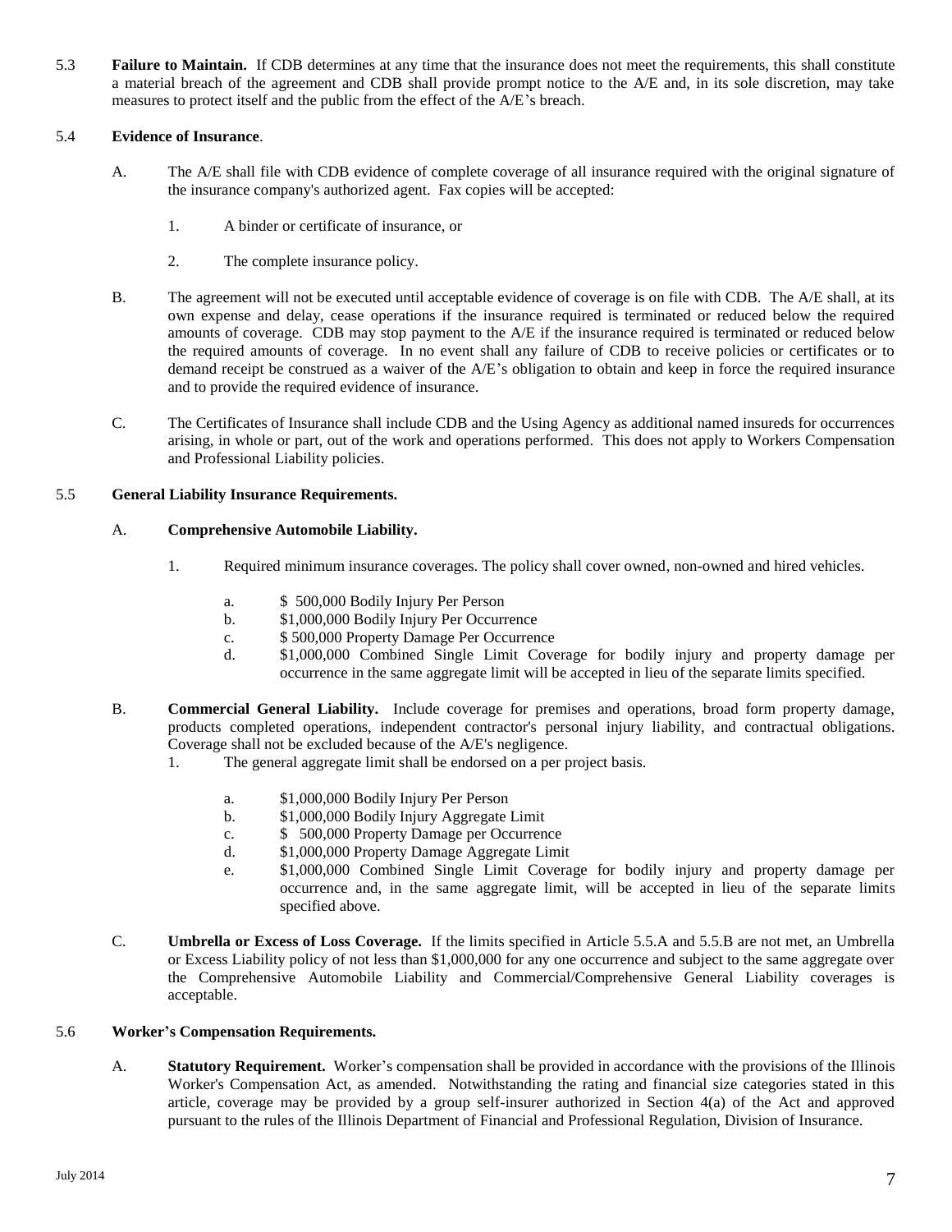5.3 **Failure to Maintain.** If CDB determines at any time that the insurance does not meet the requirements, this shall constitute a material breach of the agreement and CDB shall provide prompt notice to the A/E and, in its sole discretion, may take measures to protect itself and the public from the effect of the A/E's breach.

5.4 **Evidence of Insurance**.

A. The A/E shall file with CDB evidence of complete coverage of all insurance required with the original signature of the insurance company's authorized agent. Fax copies will be accepted:

1. A binder or certificate of insurance, or

2. The complete insurance policy.

B. The agreement will not be executed until acceptable evidence of coverage is on file with CDB. The A/E shall, at its own expense and delay, cease operations if the insurance required is terminated or reduced below the required amounts of coverage. CDB may stop payment to the A/E if the insurance required is terminated or reduced below the required amounts of coverage. In no event shall any failure of CDB to receive policies or certificates or to demand receipt be construed as a waiver of the A/E's obligation to obtain and keep in force the required insurance and to provide the required evidence of insurance.

C. The Certificates of Insurance shall include CDB and the Using Agency as additional named insureds for occurrences arising, in whole or part, out of the work and operations performed. This does not apply to Workers Compensation and Professional Liability policies.

5.5 **General Liability Insurance Requirements.**

A. **Comprehensive Automobile Liability.**

1. Required minimum insurance coverages. The policy shall cover owned, non-owned and hired vehicles.

   a. $ 500,000 Bodily Injury Per Person
   b. $1,000,000 Bodily Injury Per Occurrence
   c. $ 500,000 Property Damage Per Occurrence
   d. $1,000,000 Combined Single Limit Coverage for bodily injury and property damage per occurrence in the same aggregate limit will be accepted in lieu of the separate limits specified.

B. **Commercial General Liability.** Include coverage for premises and operations, broad form property damage, products completed operations, independent contractor's personal injury liability, and contractual obligations. Coverage shall not be excluded because of the A/E's negligence.

1. The general aggregate limit shall be endorsed on a per project basis.

   a. $1,000,000 Bodily Injury Per Person
   b. $1,000,000 Bodily Injury Aggregate Limit
   c. $ 500,000 Property Damage per Occurrence
   d. $1,000,000 Property Damage Aggregate Limit
   e. $1,000,000 Combined Single Limit Coverage for bodily injury and property damage per occurrence and, in the same aggregate limit, will be accepted in lieu of the separate limits specified above.

C. **Umbrella or Excess of Loss Coverage.** If the limits specified in Article 5.5.A and 5.5.B are not met, an Umbrella or Excess Liability policy of not less than $1,000,000 for any one occurrence and subject to the same aggregate over the Comprehensive Automobile Liability and Commercial/Comprehensive General Liability coverages is acceptable.

5.6 **Worker's Compensation Requirements.**

A. **Statutory Requirement.** Worker's compensation shall be provided in accordance with the provisions of the Illinois Worker's Compensation Act, as amended. Notwithstanding the rating and financial size categories stated in this article, coverage may be provided by a group self-insurer authorized in Section 4(a) of the Act and approved pursuant to the rules of the Illinois Department of Financial and Professional Regulation, Division of Insurance.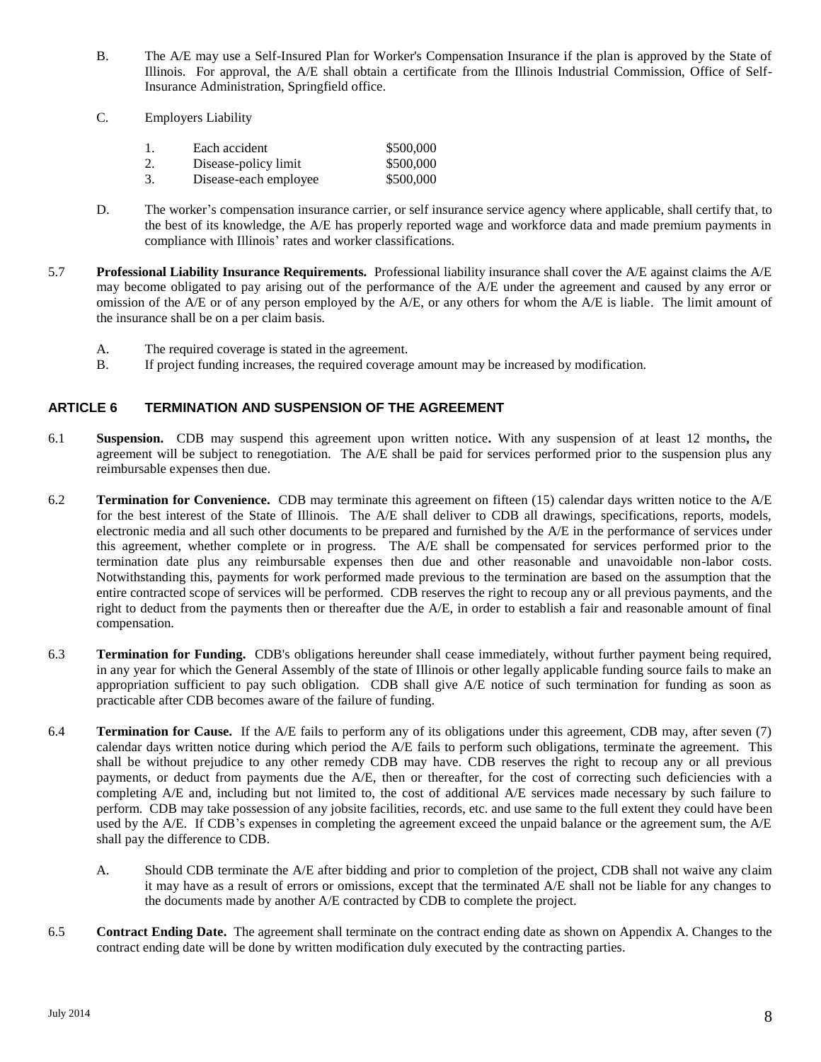B. The A/E may use a Self-Insured Plan for Worker's Compensation Insurance if the plan is approved by the State of Illinois. For approval, the A/E shall obtain a certificate from the Illinois Industrial Commission, Office of Self-Insurance Administration, Springfield office.

C. Employers Liability

| | | |
|---|---|---|
| 1. | Each accident | \$500,000 |
| 2. | Disease-policy limit | \$500,000 |
| 3. | Disease-each employee | \$500,000 |

D. The worker's compensation insurance carrier, or self insurance service agency where applicable, shall certify that, to the best of its knowledge, the A/E has properly reported wage and workforce data and made premium payments in compliance with Illinois' rates and worker classifications.

5.7 **Professional Liability Insurance Requirements.** Professional liability insurance shall cover the A/E against claims the A/E may become obligated to pay arising out of the performance of the A/E under the agreement and caused by any error or omission of the A/E or of any person employed by the A/E, or any others for whom the A/E is liable. The limit amount of the insurance shall be on a per claim basis.

A. The required coverage is stated in the agreement.
B. If project funding increases, the required coverage amount may be increased by modification.

## ARTICLE 6 TERMINATION AND SUSPENSION OF THE AGREEMENT

6.1 **Suspension.** CDB may suspend this agreement upon written notice**.** With any suspension of at least 12 months**,** the agreement will be subject to renegotiation. The A/E shall be paid for services performed prior to the suspension plus any reimbursable expenses then due.

6.2 **Termination for Convenience.** CDB may terminate this agreement on fifteen (15) calendar days written notice to the A/E for the best interest of the State of Illinois. The A/E shall deliver to CDB all drawings, specifications, reports, models, electronic media and all such other documents to be prepared and furnished by the A/E in the performance of services under this agreement, whether complete or in progress. The A/E shall be compensated for services performed prior to the termination date plus any reimbursable expenses then due and other reasonable and unavoidable non-labor costs. Notwithstanding this, payments for work performed made previous to the termination are based on the assumption that the entire contracted scope of services will be performed. CDB reserves the right to recoup any or all previous payments, and the right to deduct from the payments then or thereafter due the A/E, in order to establish a fair and reasonable amount of final compensation.

6.3 **Termination for Funding.** CDB's obligations hereunder shall cease immediately, without further payment being required, in any year for which the General Assembly of the state of Illinois or other legally applicable funding source fails to make an appropriation sufficient to pay such obligation. CDB shall give A/E notice of such termination for funding as soon as practicable after CDB becomes aware of the failure of funding.

6.4 **Termination for Cause.** If the A/E fails to perform any of its obligations under this agreement, CDB may, after seven (7) calendar days written notice during which period the A/E fails to perform such obligations, terminate the agreement. This shall be without prejudice to any other remedy CDB may have. CDB reserves the right to recoup any or all previous payments, or deduct from payments due the A/E, then or thereafter, for the cost of correcting such deficiencies with a completing A/E and, including but not limited to, the cost of additional A/E services made necessary by such failure to perform. CDB may take possession of any jobsite facilities, records, etc. and use same to the full extent they could have been used by the A/E. If CDB's expenses in completing the agreement exceed the unpaid balance or the agreement sum, the A/E shall pay the difference to CDB.

A. Should CDB terminate the A/E after bidding and prior to completion of the project, CDB shall not waive any claim it may have as a result of errors or omissions, except that the terminated A/E shall not be liable for any changes to the documents made by another A/E contracted by CDB to complete the project.

6.5 **Contract Ending Date.** The agreement shall terminate on the contract ending date as shown on Appendix A. Changes to the contract ending date will be done by written modification duly executed by the contracting parties.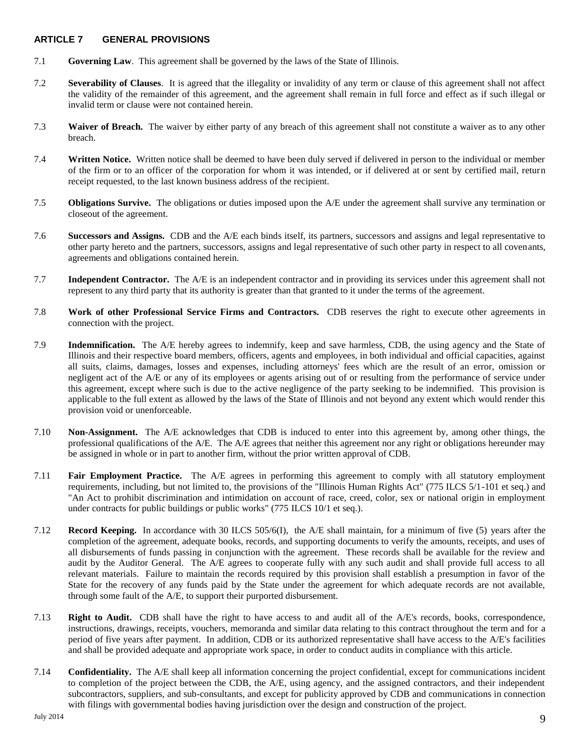## ARTICLE 7 GENERAL PROVISIONS

7.1 **Governing Law**. This agreement shall be governed by the laws of the State of Illinois.

7.2 **Severability of Clauses**. It is agreed that the illegality or invalidity of any term or clause of this agreement shall not affect the validity of the remainder of this agreement, and the agreement shall remain in full force and effect as if such illegal or invalid term or clause were not contained herein.

7.3 **Waiver of Breach.** The waiver by either party of any breach of this agreement shall not constitute a waiver as to any other breach.

7.4 **Written Notice.** Written notice shall be deemed to have been duly served if delivered in person to the individual or member of the firm or to an officer of the corporation for whom it was intended, or if delivered at or sent by certified mail, return receipt requested, to the last known business address of the recipient.

7.5 **Obligations Survive.** The obligations or duties imposed upon the A/E under the agreement shall survive any termination or closeout of the agreement.

7.6 **Successors and Assigns.** CDB and the A/E each binds itself, its partners, successors and assigns and legal representative to other party hereto and the partners, successors, assigns and legal representative of such other party in respect to all covenants, agreements and obligations contained herein.

7.7 **Independent Contractor.** The A/E is an independent contractor and in providing its services under this agreement shall not represent to any third party that its authority is greater than that granted to it under the terms of the agreement.

7.8 **Work of other Professional Service Firms and Contractors.** CDB reserves the right to execute other agreements in connection with the project.

7.9 **Indemnification.** The A/E hereby agrees to indemnify, keep and save harmless, CDB, the using agency and the State of Illinois and their respective board members, officers, agents and employees, in both individual and official capacities, against all suits, claims, damages, losses and expenses, including attorneys' fees which are the result of an error, omission or negligent act of the A/E or any of its employees or agents arising out of or resulting from the performance of service under this agreement, except where such is due to the active negligence of the party seeking to be indemnified. This provision is applicable to the full extent as allowed by the laws of the State of Illinois and not beyond any extent which would render this provision void or unenforceable.

7.10 **Non-Assignment.** The A/E acknowledges that CDB is induced to enter into this agreement by, among other things, the professional qualifications of the A/E. The A/E agrees that neither this agreement nor any right or obligations hereunder may be assigned in whole or in part to another firm, without the prior written approval of CDB.

7.11 **Fair Employment Practice.** The A/E agrees in performing this agreement to comply with all statutory employment requirements, including, but not limited to, the provisions of the "Illinois Human Rights Act" (775 ILCS 5/1-101 et seq.) and "An Act to prohibit discrimination and intimidation on account of race, creed, color, sex or national origin in employment under contracts for public buildings or public works" (775 ILCS 10/1 et seq.).

7.12 **Record Keeping.** In accordance with 30 ILCS 505/6(I), the A/E shall maintain, for a minimum of five (5) years after the completion of the agreement, adequate books, records, and supporting documents to verify the amounts, receipts, and uses of all disbursements of funds passing in conjunction with the agreement. These records shall be available for the review and audit by the Auditor General. The A/E agrees to cooperate fully with any such audit and shall provide full access to all relevant materials. Failure to maintain the records required by this provision shall establish a presumption in favor of the State for the recovery of any funds paid by the State under the agreement for which adequate records are not available, through some fault of the A/E, to support their purported disbursement.

7.13 **Right to Audit.** CDB shall have the right to have access to and audit all of the A/E's records, books, correspondence, instructions, drawings, receipts, vouchers, memoranda and similar data relating to this contract throughout the term and for a period of five years after payment. In addition, CDB or its authorized representative shall have access to the A/E's facilities and shall be provided adequate and appropriate work space, in order to conduct audits in compliance with this article.

7.14 **Confidentiality.** The A/E shall keep all information concerning the project confidential, except for communications incident to completion of the project between the CDB, the A/E, using agency, and the assigned contractors, and their independent subcontractors, suppliers, and sub-consultants, and except for publicity approved by CDB and communications in connection with filings with governmental bodies having jurisdiction over the design and construction of the project.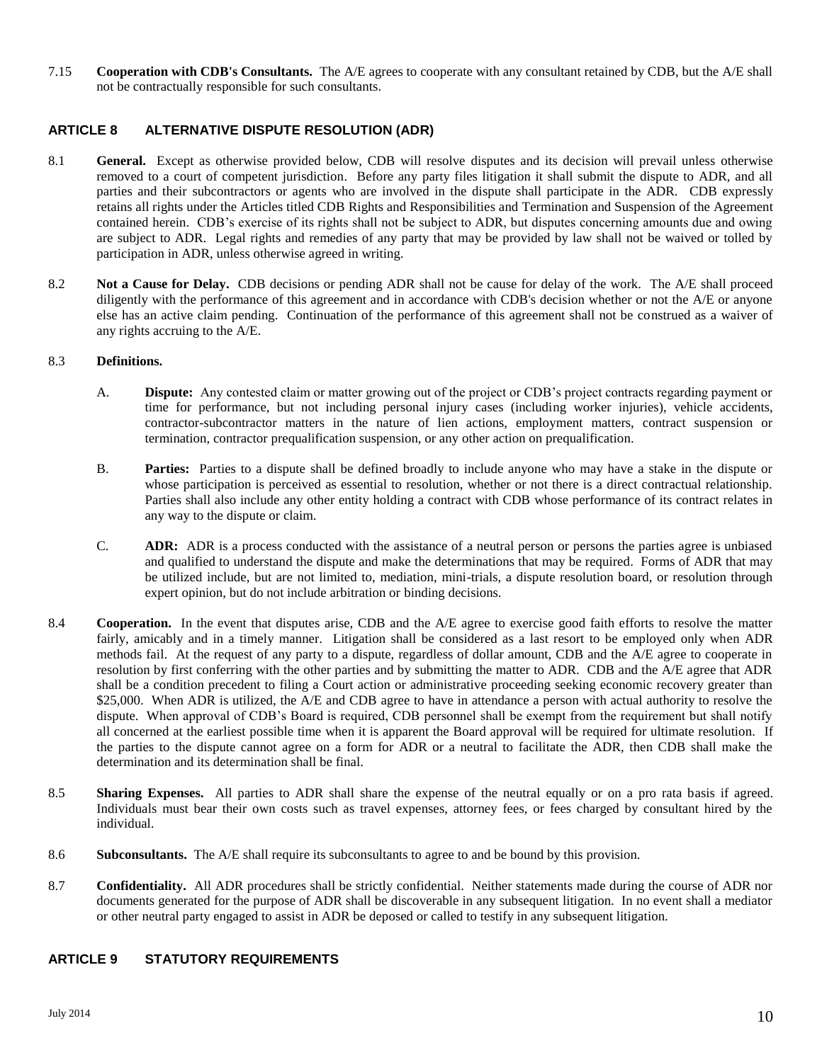7.15 **Cooperation with CDB's Consultants.** The A/E agrees to cooperate with any consultant retained by CDB, but the A/E shall not be contractually responsible for such consultants.

## ARTICLE 8 ALTERNATIVE DISPUTE RESOLUTION (ADR)

8.1 **General.** Except as otherwise provided below, CDB will resolve disputes and its decision will prevail unless otherwise removed to a court of competent jurisdiction. Before any party files litigation it shall submit the dispute to ADR, and all parties and their subcontractors or agents who are involved in the dispute shall participate in the ADR. CDB expressly retains all rights under the Articles titled CDB Rights and Responsibilities and Termination and Suspension of the Agreement contained herein. CDB's exercise of its rights shall not be subject to ADR, but disputes concerning amounts due and owing are subject to ADR. Legal rights and remedies of any party that may be provided by law shall not be waived or tolled by participation in ADR, unless otherwise agreed in writing.

8.2 **Not a Cause for Delay.** CDB decisions or pending ADR shall not be cause for delay of the work. The A/E shall proceed diligently with the performance of this agreement and in accordance with CDB's decision whether or not the A/E or anyone else has an active claim pending. Continuation of the performance of this agreement shall not be construed as a waiver of any rights accruing to the A/E.

8.3 **Definitions.**

A. **Dispute:** Any contested claim or matter growing out of the project or CDB's project contracts regarding payment or time for performance, but not including personal injury cases (including worker injuries), vehicle accidents, contractor-subcontractor matters in the nature of lien actions, employment matters, contract suspension or termination, contractor prequalification suspension, or any other action on prequalification.

B. **Parties:** Parties to a dispute shall be defined broadly to include anyone who may have a stake in the dispute or whose participation is perceived as essential to resolution, whether or not there is a direct contractual relationship. Parties shall also include any other entity holding a contract with CDB whose performance of its contract relates in any way to the dispute or claim.

C. **ADR:** ADR is a process conducted with the assistance of a neutral person or persons the parties agree is unbiased and qualified to understand the dispute and make the determinations that may be required. Forms of ADR that may be utilized include, but are not limited to, mediation, mini-trials, a dispute resolution board, or resolution through expert opinion, but do not include arbitration or binding decisions.

8.4 **Cooperation.** In the event that disputes arise, CDB and the A/E agree to exercise good faith efforts to resolve the matter fairly, amicably and in a timely manner. Litigation shall be considered as a last resort to be employed only when ADR methods fail. At the request of any party to a dispute, regardless of dollar amount, CDB and the A/E agree to cooperate in resolution by first conferring with the other parties and by submitting the matter to ADR. CDB and the A/E agree that ADR shall be a condition precedent to filing a Court action or administrative proceeding seeking economic recovery greater than $25,000. When ADR is utilized, the A/E and CDB agree to have in attendance a person with actual authority to resolve the dispute. When approval of CDB's Board is required, CDB personnel shall be exempt from the requirement but shall notify all concerned at the earliest possible time when it is apparent the Board approval will be required for ultimate resolution. If the parties to the dispute cannot agree on a form for ADR or a neutral to facilitate the ADR, then CDB shall make the determination and its determination shall be final.

8.5 **Sharing Expenses.** All parties to ADR shall share the expense of the neutral equally or on a pro rata basis if agreed. Individuals must bear their own costs such as travel expenses, attorney fees, or fees charged by consultant hired by the individual.

8.6 **Subconsultants.** The A/E shall require its subconsultants to agree to and be bound by this provision.

8.7 **Confidentiality.** All ADR procedures shall be strictly confidential. Neither statements made during the course of ADR nor documents generated for the purpose of ADR shall be discoverable in any subsequent litigation. In no event shall a mediator or other neutral party engaged to assist in ADR be deposed or called to testify in any subsequent litigation.

## ARTICLE 9 STATUTORY REQUIREMENTS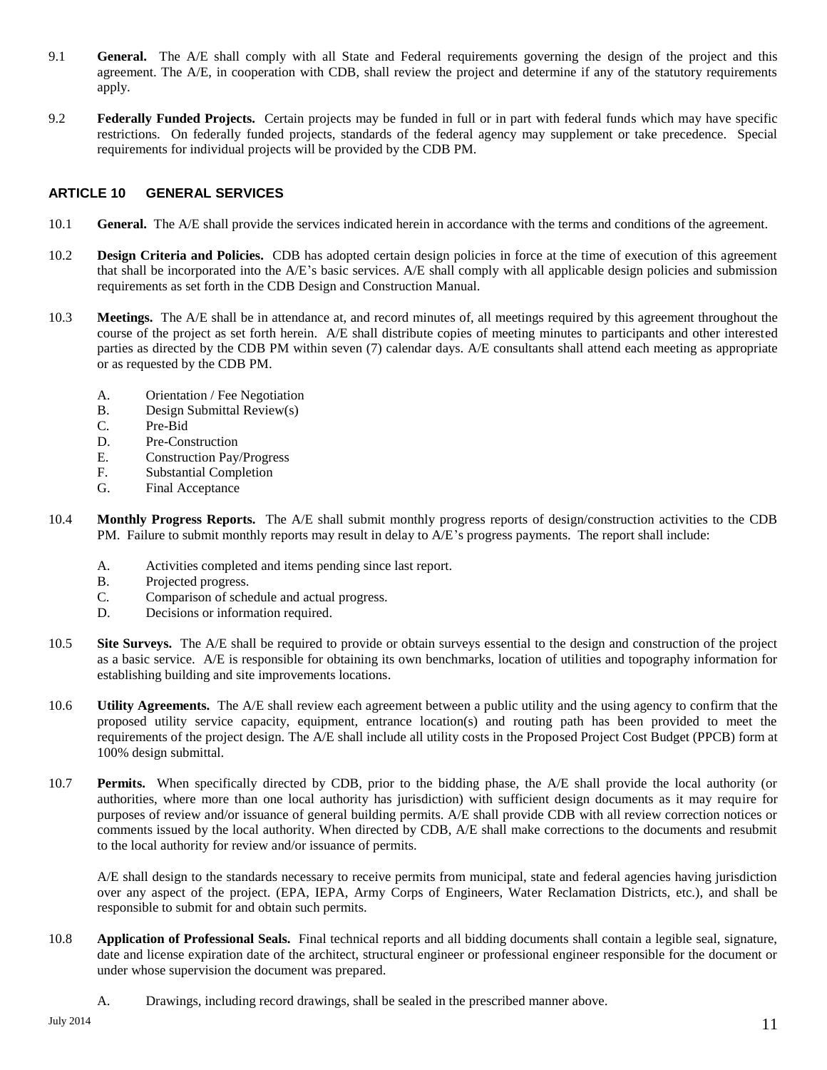9.1 **General.** The A/E shall comply with all State and Federal requirements governing the design of the project and this agreement. The A/E, in cooperation with CDB, shall review the project and determine if any of the statutory requirements apply.

9.2 **Federally Funded Projects.** Certain projects may be funded in full or in part with federal funds which may have specific restrictions. On federally funded projects, standards of the federal agency may supplement or take precedence. Special requirements for individual projects will be provided by the CDB PM.

## ARTICLE 10 GENERAL SERVICES

10.1 **General.** The A/E shall provide the services indicated herein in accordance with the terms and conditions of the agreement.

10.2 **Design Criteria and Policies.** CDB has adopted certain design policies in force at the time of execution of this agreement that shall be incorporated into the A/E's basic services. A/E shall comply with all applicable design policies and submission requirements as set forth in the CDB Design and Construction Manual.

10.3 **Meetings.** The A/E shall be in attendance at, and record minutes of, all meetings required by this agreement throughout the course of the project as set forth herein. A/E shall distribute copies of meeting minutes to participants and other interested parties as directed by the CDB PM within seven (7) calendar days. A/E consultants shall attend each meeting as appropriate or as requested by the CDB PM.

A. Orientation / Fee Negotiation
B. Design Submittal Review(s)
C. Pre-Bid
D. Pre-Construction
E. Construction Pay/Progress
F. Substantial Completion
G. Final Acceptance

10.4 **Monthly Progress Reports.** The A/E shall submit monthly progress reports of design/construction activities to the CDB PM. Failure to submit monthly reports may result in delay to A/E's progress payments. The report shall include:

A. Activities completed and items pending since last report.
B. Projected progress.
C. Comparison of schedule and actual progress.
D. Decisions or information required.

10.5 **Site Surveys.** The A/E shall be required to provide or obtain surveys essential to the design and construction of the project as a basic service. A/E is responsible for obtaining its own benchmarks, location of utilities and topography information for establishing building and site improvements locations.

10.6 **Utility Agreements.** The A/E shall review each agreement between a public utility and the using agency to confirm that the proposed utility service capacity, equipment, entrance location(s) and routing path has been provided to meet the requirements of the project design. The A/E shall include all utility costs in the Proposed Project Cost Budget (PPCB) form at 100% design submittal.

10.7 **Permits.** When specifically directed by CDB, prior to the bidding phase, the A/E shall provide the local authority (or authorities, where more than one local authority has jurisdiction) with sufficient design documents as it may require for purposes of review and/or issuance of general building permits. A/E shall provide CDB with all review correction notices or comments issued by the local authority. When directed by CDB, A/E shall make corrections to the documents and resubmit to the local authority for review and/or issuance of permits.

A/E shall design to the standards necessary to receive permits from municipal, state and federal agencies having jurisdiction over any aspect of the project. (EPA, IEPA, Army Corps of Engineers, Water Reclamation Districts, etc.), and shall be responsible to submit for and obtain such permits.

10.8 **Application of Professional Seals.** Final technical reports and all bidding documents shall contain a legible seal, signature, date and license expiration date of the architect, structural engineer or professional engineer responsible for the document or under whose supervision the document was prepared.

A. Drawings, including record drawings, shall be sealed in the prescribed manner above.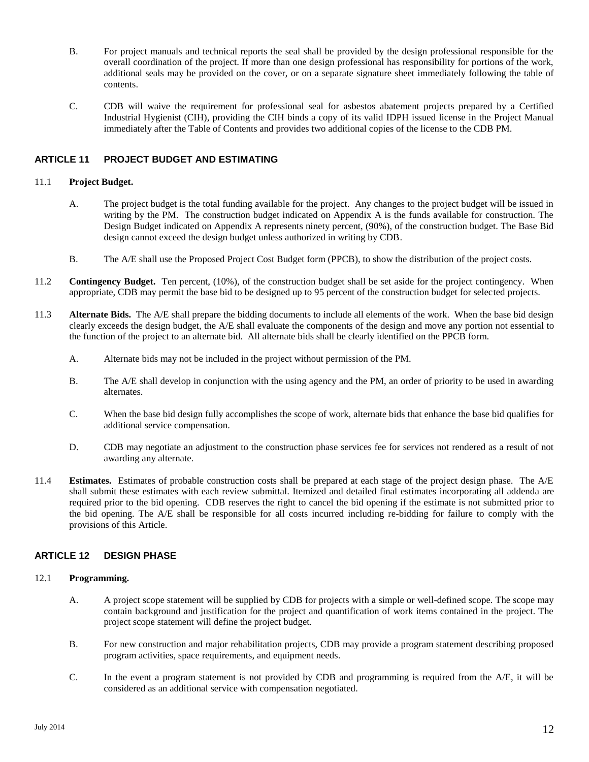B. For project manuals and technical reports the seal shall be provided by the design professional responsible for the overall coordination of the project. If more than one design professional has responsibility for portions of the work, additional seals may be provided on the cover, or on a separate signature sheet immediately following the table of contents.

C. CDB will waive the requirement for professional seal for asbestos abatement projects prepared by a Certified Industrial Hygienist (CIH), providing the CIH binds a copy of its valid IDPH issued license in the Project Manual immediately after the Table of Contents and provides two additional copies of the license to the CDB PM.

## ARTICLE 11 PROJECT BUDGET AND ESTIMATING

11.1 **Project Budget.**

A. The project budget is the total funding available for the project. Any changes to the project budget will be issued in writing by the PM. The construction budget indicated on Appendix A is the funds available for construction. The Design Budget indicated on Appendix A represents ninety percent, (90%), of the construction budget. The Base Bid design cannot exceed the design budget unless authorized in writing by CDB.

B. The A/E shall use the Proposed Project Cost Budget form (PPCB), to show the distribution of the project costs.

11.2 **Contingency Budget.** Ten percent, (10%), of the construction budget shall be set aside for the project contingency. When appropriate, CDB may permit the base bid to be designed up to 95 percent of the construction budget for selected projects.

11.3 **Alternate Bids.** The A/E shall prepare the bidding documents to include all elements of the work. When the base bid design clearly exceeds the design budget, the A/E shall evaluate the components of the design and move any portion not essential to the function of the project to an alternate bid. All alternate bids shall be clearly identified on the PPCB form.

A. Alternate bids may not be included in the project without permission of the PM.

B. The A/E shall develop in conjunction with the using agency and the PM, an order of priority to be used in awarding alternates.

C. When the base bid design fully accomplishes the scope of work, alternate bids that enhance the base bid qualifies for additional service compensation.

D. CDB may negotiate an adjustment to the construction phase services fee for services not rendered as a result of not awarding any alternate.

11.4 **Estimates.** Estimates of probable construction costs shall be prepared at each stage of the project design phase. The A/E shall submit these estimates with each review submittal. Itemized and detailed final estimates incorporating all addenda are required prior to the bid opening. CDB reserves the right to cancel the bid opening if the estimate is not submitted prior to the bid opening. The A/E shall be responsible for all costs incurred including re-bidding for failure to comply with the provisions of this Article.

## ARTICLE 12 DESIGN PHASE

12.1 **Programming.**

A. A project scope statement will be supplied by CDB for projects with a simple or well-defined scope. The scope may contain background and justification for the project and quantification of work items contained in the project. The project scope statement will define the project budget.

B. For new construction and major rehabilitation projects, CDB may provide a program statement describing proposed program activities, space requirements, and equipment needs.

C. In the event a program statement is not provided by CDB and programming is required from the A/E, it will be considered as an additional service with compensation negotiated.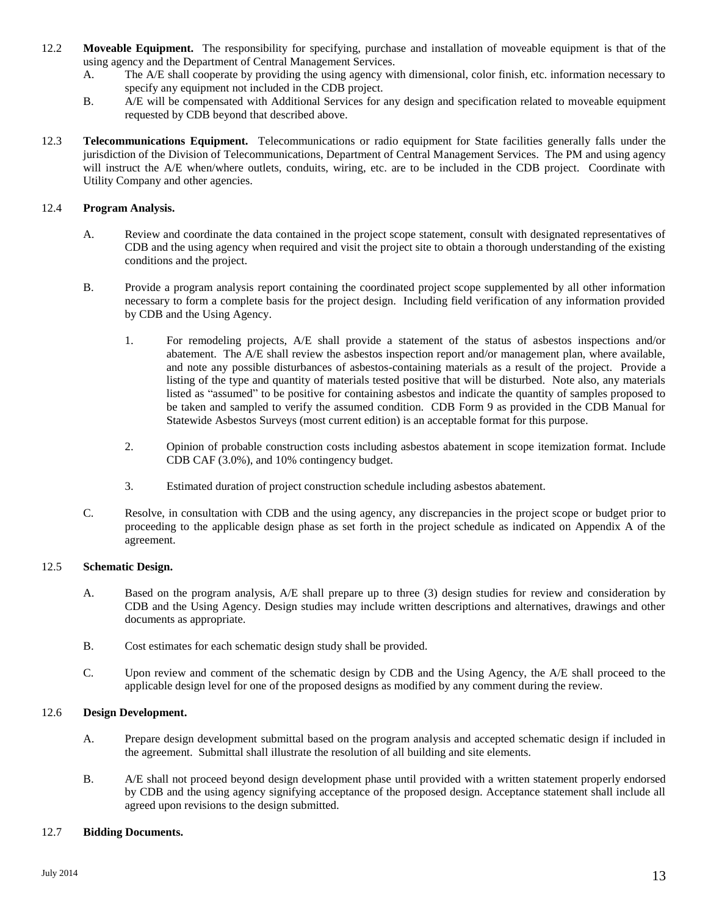12.2 **Moveable Equipment.** The responsibility for specifying, purchase and installation of moveable equipment is that of the using agency and the Department of Central Management Services.

A. The A/E shall cooperate by providing the using agency with dimensional, color finish, etc. information necessary to specify any equipment not included in the CDB project.

B. A/E will be compensated with Additional Services for any design and specification related to moveable equipment requested by CDB beyond that described above.

12.3 **Telecommunications Equipment.** Telecommunications or radio equipment for State facilities generally falls under the jurisdiction of the Division of Telecommunications, Department of Central Management Services. The PM and using agency will instruct the A/E when/where outlets, conduits, wiring, etc. are to be included in the CDB project. Coordinate with Utility Company and other agencies.

12.4 **Program Analysis.**

A. Review and coordinate the data contained in the project scope statement, consult with designated representatives of CDB and the using agency when required and visit the project site to obtain a thorough understanding of the existing conditions and the project.

B. Provide a program analysis report containing the coordinated project scope supplemented by all other information necessary to form a complete basis for the project design. Including field verification of any information provided by CDB and the Using Agency.

1. For remodeling projects, A/E shall provide a statement of the status of asbestos inspections and/or abatement. The A/E shall review the asbestos inspection report and/or management plan, where available, and note any possible disturbances of asbestos-containing materials as a result of the project. Provide a listing of the type and quantity of materials tested positive that will be disturbed. Note also, any materials listed as "assumed" to be positive for containing asbestos and indicate the quantity of samples proposed to be taken and sampled to verify the assumed condition. CDB Form 9 as provided in the CDB Manual for Statewide Asbestos Surveys (most current edition) is an acceptable format for this purpose.

2. Opinion of probable construction costs including asbestos abatement in scope itemization format. Include CDB CAF (3.0%), and 10% contingency budget.

3. Estimated duration of project construction schedule including asbestos abatement.

C. Resolve, in consultation with CDB and the using agency, any discrepancies in the project scope or budget prior to proceeding to the applicable design phase as set forth in the project schedule as indicated on Appendix A of the agreement.

12.5 **Schematic Design.**

A. Based on the program analysis, A/E shall prepare up to three (3) design studies for review and consideration by CDB and the Using Agency. Design studies may include written descriptions and alternatives, drawings and other documents as appropriate.

B. Cost estimates for each schematic design study shall be provided.

C. Upon review and comment of the schematic design by CDB and the Using Agency, the A/E shall proceed to the applicable design level for one of the proposed designs as modified by any comment during the review.

12.6 **Design Development.**

A. Prepare design development submittal based on the program analysis and accepted schematic design if included in the agreement. Submittal shall illustrate the resolution of all building and site elements.

B. A/E shall not proceed beyond design development phase until provided with a written statement properly endorsed by CDB and the using agency signifying acceptance of the proposed design. Acceptance statement shall include all agreed upon revisions to the design submitted.

12.7 **Bidding Documents.**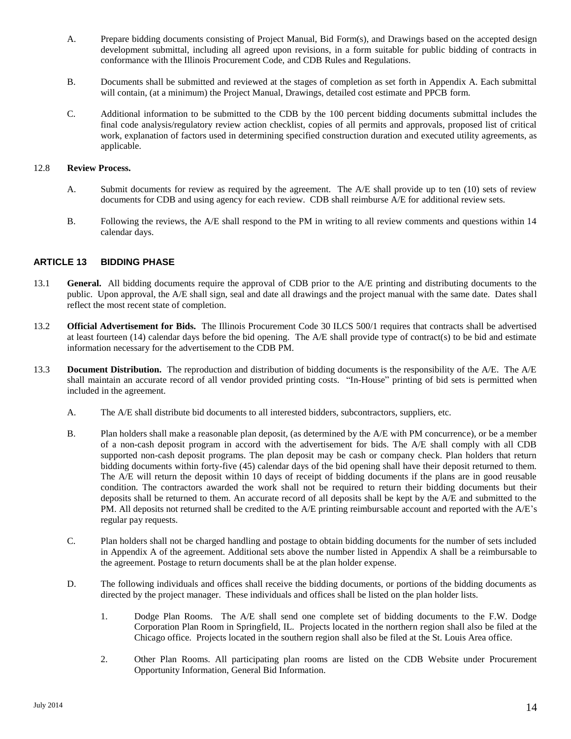A. Prepare bidding documents consisting of Project Manual, Bid Form(s), and Drawings based on the accepted design development submittal, including all agreed upon revisions, in a form suitable for public bidding of contracts in conformance with the Illinois Procurement Code, and CDB Rules and Regulations.

B. Documents shall be submitted and reviewed at the stages of completion as set forth in Appendix A. Each submittal will contain, (at a minimum) the Project Manual, Drawings, detailed cost estimate and PPCB form.

C. Additional information to be submitted to the CDB by the 100 percent bidding documents submittal includes the final code analysis/regulatory review action checklist, copies of all permits and approvals, proposed list of critical work, explanation of factors used in determining specified construction duration and executed utility agreements, as applicable.

12.8 **Review Process.**

A. Submit documents for review as required by the agreement. The A/E shall provide up to ten (10) sets of review documents for CDB and using agency for each review. CDB shall reimburse A/E for additional review sets.

B. Following the reviews, the A/E shall respond to the PM in writing to all review comments and questions within 14 calendar days.

## ARTICLE 13 BIDDING PHASE

13.1 **General.** All bidding documents require the approval of CDB prior to the A/E printing and distributing documents to the public. Upon approval, the A/E shall sign, seal and date all drawings and the project manual with the same date. Dates shall reflect the most recent state of completion.

13.2 **Official Advertisement for Bids.** The Illinois Procurement Code 30 ILCS 500/1 requires that contracts shall be advertised at least fourteen (14) calendar days before the bid opening. The A/E shall provide type of contract(s) to be bid and estimate information necessary for the advertisement to the CDB PM.

13.3 **Document Distribution.** The reproduction and distribution of bidding documents is the responsibility of the A/E. The A/E shall maintain an accurate record of all vendor provided printing costs. "In-House" printing of bid sets is permitted when included in the agreement.

A. The A/E shall distribute bid documents to all interested bidders, subcontractors, suppliers, etc.

B. Plan holders shall make a reasonable plan deposit, (as determined by the A/E with PM concurrence), or be a member of a non-cash deposit program in accord with the advertisement for bids. The A/E shall comply with all CDB supported non-cash deposit programs. The plan deposit may be cash or company check. Plan holders that return bidding documents within forty-five (45) calendar days of the bid opening shall have their deposit returned to them. The A/E will return the deposit within 10 days of receipt of bidding documents if the plans are in good reusable condition. The contractors awarded the work shall not be required to return their bidding documents but their deposits shall be returned to them. An accurate record of all deposits shall be kept by the A/E and submitted to the PM. All deposits not returned shall be credited to the A/E printing reimbursable account and reported with the A/E's regular pay requests.

C. Plan holders shall not be charged handling and postage to obtain bidding documents for the number of sets included in Appendix A of the agreement. Additional sets above the number listed in Appendix A shall be a reimbursable to the agreement. Postage to return documents shall be at the plan holder expense.

D. The following individuals and offices shall receive the bidding documents, or portions of the bidding documents as directed by the project manager. These individuals and offices shall be listed on the plan holder lists.

1. Dodge Plan Rooms. The A/E shall send one complete set of bidding documents to the F.W. Dodge Corporation Plan Room in Springfield, IL. Projects located in the northern region shall also be filed at the Chicago office. Projects located in the southern region shall also be filed at the St. Louis Area office.

2. Other Plan Rooms. All participating plan rooms are listed on the CDB Website under Procurement Opportunity Information, General Bid Information.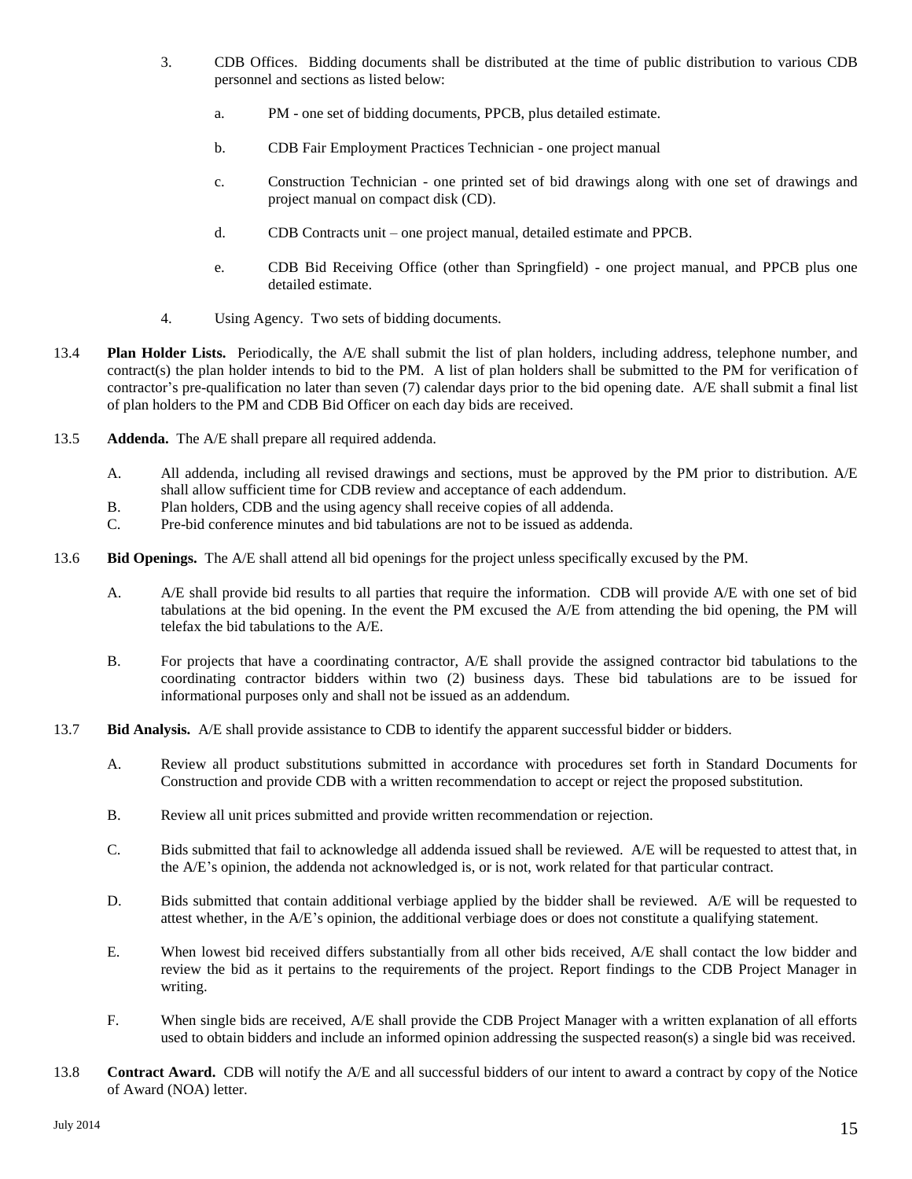3. CDB Offices. Bidding documents shall be distributed at the time of public distribution to various CDB personnel and sections as listed below:

   a. PM - one set of bidding documents, PPCB, plus detailed estimate.

   b. CDB Fair Employment Practices Technician - one project manual

   c. Construction Technician - one printed set of bid drawings along with one set of drawings and project manual on compact disk (CD).

   d. CDB Contracts unit – one project manual, detailed estimate and PPCB.

   e. CDB Bid Receiving Office (other than Springfield) - one project manual, and PPCB plus one detailed estimate.

4. Using Agency. Two sets of bidding documents.

13.4 **Plan Holder Lists.** Periodically, the A/E shall submit the list of plan holders, including address, telephone number, and contract(s) the plan holder intends to bid to the PM. A list of plan holders shall be submitted to the PM for verification of contractor's pre-qualification no later than seven (7) calendar days prior to the bid opening date. A/E shall submit a final list of plan holders to the PM and CDB Bid Officer on each day bids are received.

13.5 **Addenda.** The A/E shall prepare all required addenda.

A. All addenda, including all revised drawings and sections, must be approved by the PM prior to distribution. A/E shall allow sufficient time for CDB review and acceptance of each addendum.
B. Plan holders, CDB and the using agency shall receive copies of all addenda.
C. Pre-bid conference minutes and bid tabulations are not to be issued as addenda.

13.6 **Bid Openings.** The A/E shall attend all bid openings for the project unless specifically excused by the PM.

A. A/E shall provide bid results to all parties that require the information. CDB will provide A/E with one set of bid tabulations at the bid opening. In the event the PM excused the A/E from attending the bid opening, the PM will telefax the bid tabulations to the A/E.

B. For projects that have a coordinating contractor, A/E shall provide the assigned contractor bid tabulations to the coordinating contractor bidders within two (2) business days. These bid tabulations are to be issued for informational purposes only and shall not be issued as an addendum.

13.7 **Bid Analysis.** A/E shall provide assistance to CDB to identify the apparent successful bidder or bidders.

A. Review all product substitutions submitted in accordance with procedures set forth in Standard Documents for Construction and provide CDB with a written recommendation to accept or reject the proposed substitution.

B. Review all unit prices submitted and provide written recommendation or rejection.

C. Bids submitted that fail to acknowledge all addenda issued shall be reviewed. A/E will be requested to attest that, in the A/E's opinion, the addenda not acknowledged is, or is not, work related for that particular contract.

D. Bids submitted that contain additional verbiage applied by the bidder shall be reviewed. A/E will be requested to attest whether, in the A/E's opinion, the additional verbiage does or does not constitute a qualifying statement.

E. When lowest bid received differs substantially from all other bids received, A/E shall contact the low bidder and review the bid as it pertains to the requirements of the project. Report findings to the CDB Project Manager in writing.

F. When single bids are received, A/E shall provide the CDB Project Manager with a written explanation of all efforts used to obtain bidders and include an informed opinion addressing the suspected reason(s) a single bid was received.

13.8 **Contract Award.** CDB will notify the A/E and all successful bidders of our intent to award a contract by copy of the Notice of Award (NOA) letter.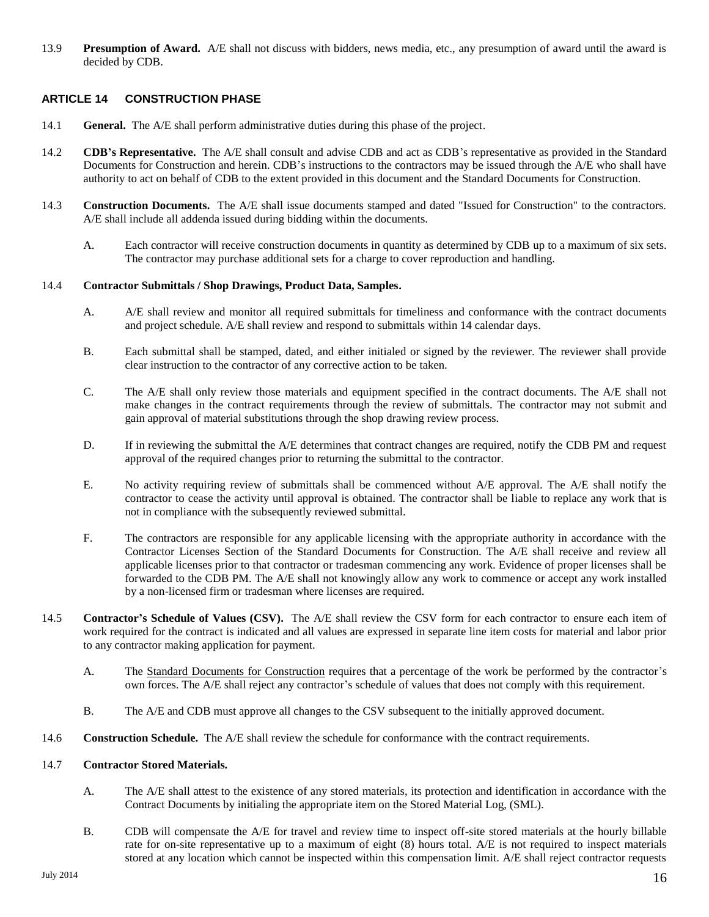13.9 **Presumption of Award.** A/E shall not discuss with bidders, news media, etc., any presumption of award until the award is decided by CDB.

## ARTICLE 14 CONSTRUCTION PHASE

14.1 **General.** The A/E shall perform administrative duties during this phase of the project.

14.2 **CDB's Representative.** The A/E shall consult and advise CDB and act as CDB's representative as provided in the Standard Documents for Construction and herein. CDB's instructions to the contractors may be issued through the A/E who shall have authority to act on behalf of CDB to the extent provided in this document and the Standard Documents for Construction.

14.3 **Construction Documents.** The A/E shall issue documents stamped and dated "Issued for Construction" to the contractors. A/E shall include all addenda issued during bidding within the documents.

A. Each contractor will receive construction documents in quantity as determined by CDB up to a maximum of six sets. The contractor may purchase additional sets for a charge to cover reproduction and handling.

14.4 **Contractor Submittals / Shop Drawings, Product Data, Samples.**

A. A/E shall review and monitor all required submittals for timeliness and conformance with the contract documents and project schedule. A/E shall review and respond to submittals within 14 calendar days.

B. Each submittal shall be stamped, dated, and either initialed or signed by the reviewer. The reviewer shall provide clear instruction to the contractor of any corrective action to be taken.

C. The A/E shall only review those materials and equipment specified in the contract documents. The A/E shall not make changes in the contract requirements through the review of submittals. The contractor may not submit and gain approval of material substitutions through the shop drawing review process.

D. If in reviewing the submittal the A/E determines that contract changes are required, notify the CDB PM and request approval of the required changes prior to returning the submittal to the contractor.

E. No activity requiring review of submittals shall be commenced without A/E approval. The A/E shall notify the contractor to cease the activity until approval is obtained. The contractor shall be liable to replace any work that is not in compliance with the subsequently reviewed submittal.

F. The contractors are responsible for any applicable licensing with the appropriate authority in accordance with the Contractor Licenses Section of the Standard Documents for Construction. The A/E shall receive and review all applicable licenses prior to that contractor or tradesman commencing any work. Evidence of proper licenses shall be forwarded to the CDB PM. The A/E shall not knowingly allow any work to commence or accept any work installed by a non-licensed firm or tradesman where licenses are required.

14.5 **Contractor's Schedule of Values (CSV).** The A/E shall review the CSV form for each contractor to ensure each item of work required for the contract is indicated and all values are expressed in separate line item costs for material and labor prior to any contractor making application for payment.

A. The Standard Documents for Construction requires that a percentage of the work be performed by the contractor's own forces. The A/E shall reject any contractor's schedule of values that does not comply with this requirement.

B. The A/E and CDB must approve all changes to the CSV subsequent to the initially approved document.

14.6 **Construction Schedule.** The A/E shall review the schedule for conformance with the contract requirements.

14.7 **Contractor Stored Materials.**

A. The A/E shall attest to the existence of any stored materials, its protection and identification in accordance with the Contract Documents by initialing the appropriate item on the Stored Material Log, (SML).

B. CDB will compensate the A/E for travel and review time to inspect off-site stored materials at the hourly billable rate for on-site representative up to a maximum of eight (8) hours total. A/E is not required to inspect materials stored at any location which cannot be inspected within this compensation limit. A/E shall reject contractor requests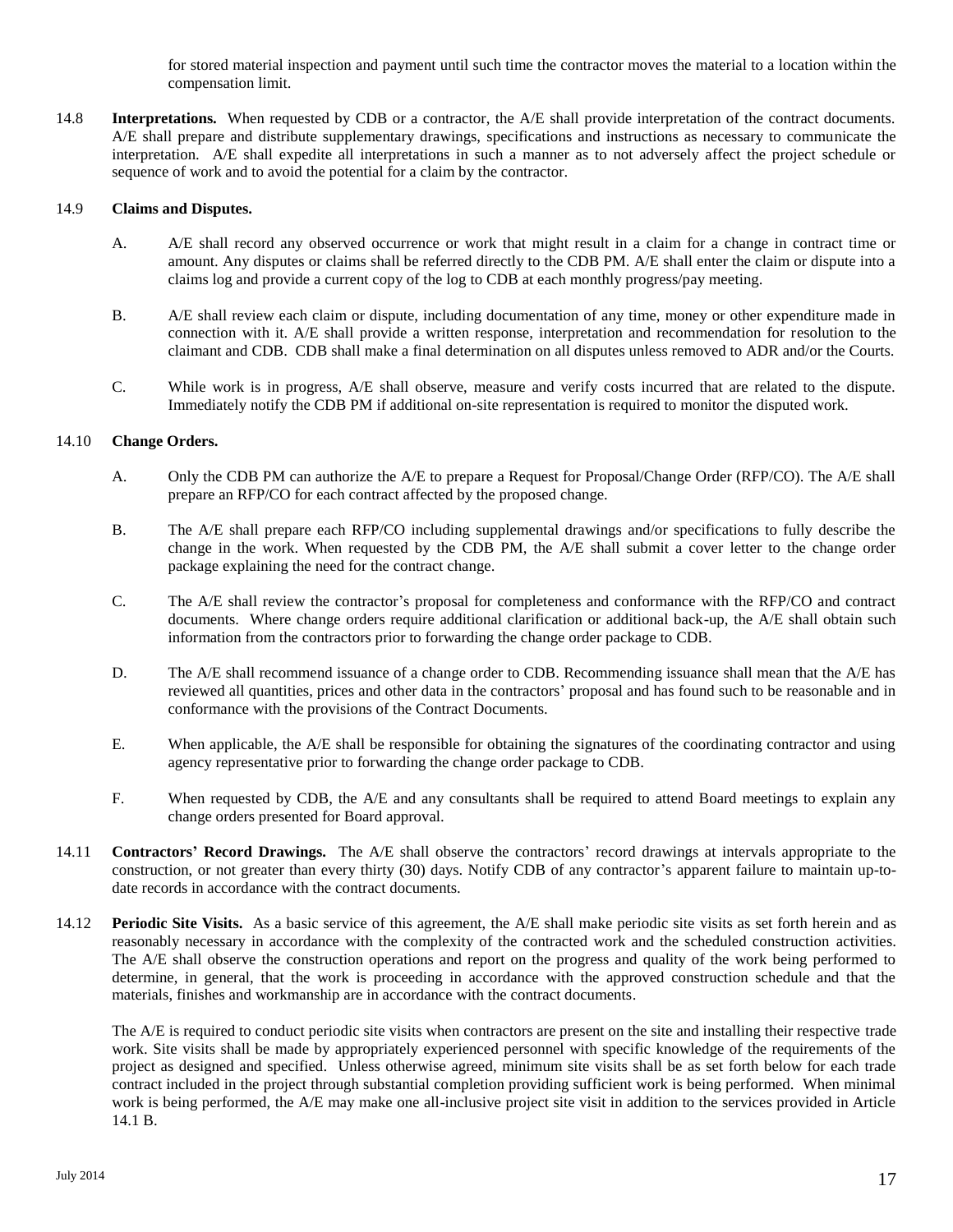for stored material inspection and payment until such time the contractor moves the material to a location within the compensation limit.

14.8 **Interpretations.** When requested by CDB or a contractor, the A/E shall provide interpretation of the contract documents. A/E shall prepare and distribute supplementary drawings, specifications and instructions as necessary to communicate the interpretation. A/E shall expedite all interpretations in such a manner as to not adversely affect the project schedule or sequence of work and to avoid the potential for a claim by the contractor.

14.9 **Claims and Disputes.**

A. A/E shall record any observed occurrence or work that might result in a claim for a change in contract time or amount. Any disputes or claims shall be referred directly to the CDB PM. A/E shall enter the claim or dispute into a claims log and provide a current copy of the log to CDB at each monthly progress/pay meeting.

B. A/E shall review each claim or dispute, including documentation of any time, money or other expenditure made in connection with it. A/E shall provide a written response, interpretation and recommendation for resolution to the claimant and CDB. CDB shall make a final determination on all disputes unless removed to ADR and/or the Courts.

C. While work is in progress, A/E shall observe, measure and verify costs incurred that are related to the dispute. Immediately notify the CDB PM if additional on-site representation is required to monitor the disputed work.

14.10 **Change Orders.**

A. Only the CDB PM can authorize the A/E to prepare a Request for Proposal/Change Order (RFP/CO). The A/E shall prepare an RFP/CO for each contract affected by the proposed change.

B. The A/E shall prepare each RFP/CO including supplemental drawings and/or specifications to fully describe the change in the work. When requested by the CDB PM, the A/E shall submit a cover letter to the change order package explaining the need for the contract change.

C. The A/E shall review the contractor's proposal for completeness and conformance with the RFP/CO and contract documents. Where change orders require additional clarification or additional back-up, the A/E shall obtain such information from the contractors prior to forwarding the change order package to CDB.

D. The A/E shall recommend issuance of a change order to CDB. Recommending issuance shall mean that the A/E has reviewed all quantities, prices and other data in the contractors' proposal and has found such to be reasonable and in conformance with the provisions of the Contract Documents.

E. When applicable, the A/E shall be responsible for obtaining the signatures of the coordinating contractor and using agency representative prior to forwarding the change order package to CDB.

F. When requested by CDB, the A/E and any consultants shall be required to attend Board meetings to explain any change orders presented for Board approval.

14.11 **Contractors' Record Drawings.** The A/E shall observe the contractors' record drawings at intervals appropriate to the construction, or not greater than every thirty (30) days. Notify CDB of any contractor's apparent failure to maintain up-to-date records in accordance with the contract documents.

14.12 **Periodic Site Visits.** As a basic service of this agreement, the A/E shall make periodic site visits as set forth herein and as reasonably necessary in accordance with the complexity of the contracted work and the scheduled construction activities. The A/E shall observe the construction operations and report on the progress and quality of the work being performed to determine, in general, that the work is proceeding in accordance with the approved construction schedule and that the materials, finishes and workmanship are in accordance with the contract documents.

The A/E is required to conduct periodic site visits when contractors are present on the site and installing their respective trade work. Site visits shall be made by appropriately experienced personnel with specific knowledge of the requirements of the project as designed and specified. Unless otherwise agreed, minimum site visits shall be as set forth below for each trade contract included in the project through substantial completion providing sufficient work is being performed. When minimal work is being performed, the A/E may make one all-inclusive project site visit in addition to the services provided in Article 14.1 B.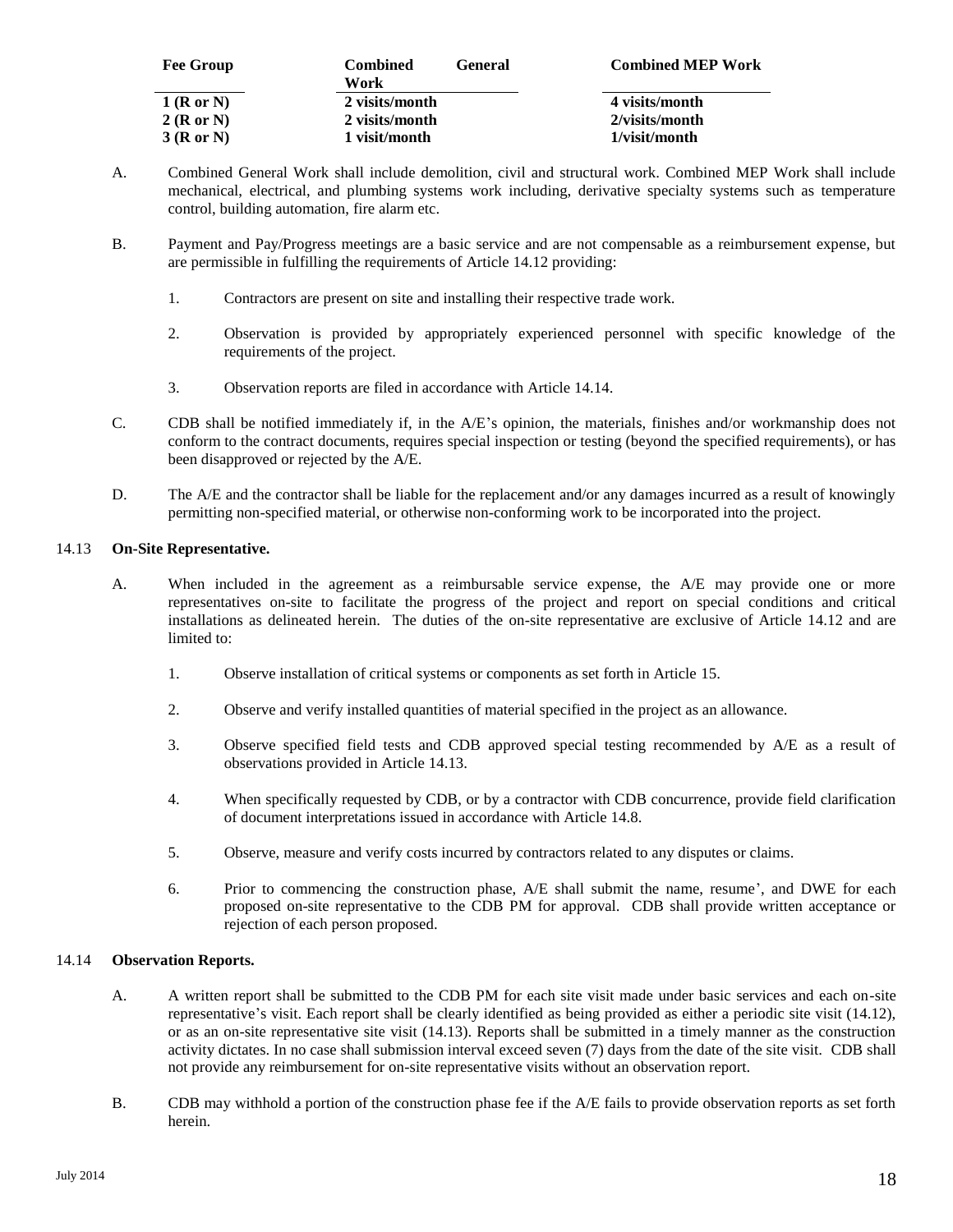| Fee Group | Combined General Work | Combined MEP Work |
|---|---|---|
| **1 (R or N)** | **2 visits/month** | **4 visits/month** |
| **2 (R or N)** | **2 visits/month** | **2/visits/month** |
| **3 (R or N)** | **1 visit/month** | **1/visit/month** |

A. Combined General Work shall include demolition, civil and structural work. Combined MEP Work shall include mechanical, electrical, and plumbing systems work including, derivative specialty systems such as temperature control, building automation, fire alarm etc.

B. Payment and Pay/Progress meetings are a basic service and are not compensable as a reimbursement expense, but are permissible in fulfilling the requirements of Article 14.12 providing:

1. Contractors are present on site and installing their respective trade work.

2. Observation is provided by appropriately experienced personnel with specific knowledge of the requirements of the project.

3. Observation reports are filed in accordance with Article 14.14.

C. CDB shall be notified immediately if, in the A/E's opinion, the materials, finishes and/or workmanship does not conform to the contract documents, requires special inspection or testing (beyond the specified requirements), or has been disapproved or rejected by the A/E.

D. The A/E and the contractor shall be liable for the replacement and/or any damages incurred as a result of knowingly permitting non-specified material, or otherwise non-conforming work to be incorporated into the project.

### 14.13 **On-Site Representative.**

A. When included in the agreement as a reimbursable service expense, the A/E may provide one or more representatives on-site to facilitate the progress of the project and report on special conditions and critical installations as delineated herein. The duties of the on-site representative are exclusive of Article 14.12 and are limited to:

1. Observe installation of critical systems or components as set forth in Article 15.

2. Observe and verify installed quantities of material specified in the project as an allowance.

3. Observe specified field tests and CDB approved special testing recommended by A/E as a result of observations provided in Article 14.13.

4. When specifically requested by CDB, or by a contractor with CDB concurrence, provide field clarification of document interpretations issued in accordance with Article 14.8.

5. Observe, measure and verify costs incurred by contractors related to any disputes or claims.

6. Prior to commencing the construction phase, A/E shall submit the name, resume', and DWE for each proposed on-site representative to the CDB PM for approval. CDB shall provide written acceptance or rejection of each person proposed.

### 14.14 **Observation Reports.**

A. A written report shall be submitted to the CDB PM for each site visit made under basic services and each on-site representative's visit. Each report shall be clearly identified as being provided as either a periodic site visit (14.12), or as an on-site representative site visit (14.13). Reports shall be submitted in a timely manner as the construction activity dictates. In no case shall submission interval exceed seven (7) days from the date of the site visit. CDB shall not provide any reimbursement for on-site representative visits without an observation report.

B. CDB may withhold a portion of the construction phase fee if the A/E fails to provide observation reports as set forth herein.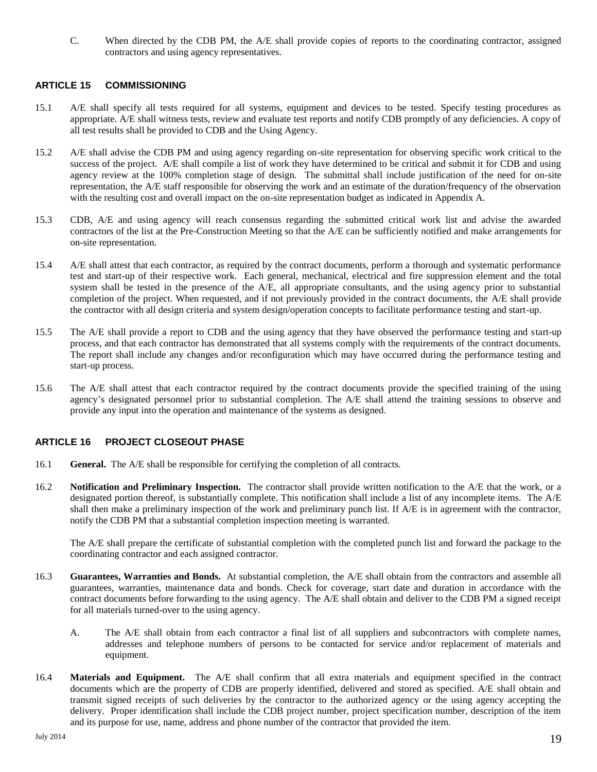C. When directed by the CDB PM, the A/E shall provide copies of reports to the coordinating contractor, assigned contractors and using agency representatives.

## ARTICLE 15 COMMISSIONING

15.1 A/E shall specify all tests required for all systems, equipment and devices to be tested. Specify testing procedures as appropriate. A/E shall witness tests, review and evaluate test reports and notify CDB promptly of any deficiencies. A copy of all test results shall be provided to CDB and the Using Agency.

15.2 A/E shall advise the CDB PM and using agency regarding on-site representation for observing specific work critical to the success of the project. A/E shall compile a list of work they have determined to be critical and submit it for CDB and using agency review at the 100% completion stage of design. The submittal shall include justification of the need for on-site representation, the A/E staff responsible for observing the work and an estimate of the duration/frequency of the observation with the resulting cost and overall impact on the on-site representation budget as indicated in Appendix A.

15.3 CDB, A/E and using agency will reach consensus regarding the submitted critical work list and advise the awarded contractors of the list at the Pre-Construction Meeting so that the A/E can be sufficiently notified and make arrangements for on-site representation.

15.4 A/E shall attest that each contractor, as required by the contract documents, perform a thorough and systematic performance test and start-up of their respective work. Each general, mechanical, electrical and fire suppression element and the total system shall be tested in the presence of the A/E, all appropriate consultants, and the using agency prior to substantial completion of the project. When requested, and if not previously provided in the contract documents, the A/E shall provide the contractor with all design criteria and system design/operation concepts to facilitate performance testing and start-up.

15.5 The A/E shall provide a report to CDB and the using agency that they have observed the performance testing and start-up process, and that each contractor has demonstrated that all systems comply with the requirements of the contract documents. The report shall include any changes and/or reconfiguration which may have occurred during the performance testing and start-up process.

15.6 The A/E shall attest that each contractor required by the contract documents provide the specified training of the using agency's designated personnel prior to substantial completion. The A/E shall attend the training sessions to observe and provide any input into the operation and maintenance of the systems as designed.

## ARTICLE 16 PROJECT CLOSEOUT PHASE

16.1 **General.** The A/E shall be responsible for certifying the completion of all contracts.

16.2 **Notification and Preliminary Inspection.** The contractor shall provide written notification to the A/E that the work, or a designated portion thereof, is substantially complete. This notification shall include a list of any incomplete items. The A/E shall then make a preliminary inspection of the work and preliminary punch list. If A/E is in agreement with the contractor, notify the CDB PM that a substantial completion inspection meeting is warranted.

The A/E shall prepare the certificate of substantial completion with the completed punch list and forward the package to the coordinating contractor and each assigned contractor.

16.3 **Guarantees, Warranties and Bonds.** At substantial completion, the A/E shall obtain from the contractors and assemble all guarantees, warranties, maintenance data and bonds. Check for coverage, start date and duration in accordance with the contract documents before forwarding to the using agency. The A/E shall obtain and deliver to the CDB PM a signed receipt for all materials turned-over to the using agency.

A. The A/E shall obtain from each contractor a final list of all suppliers and subcontractors with complete names, addresses and telephone numbers of persons to be contacted for service and/or replacement of materials and equipment.

16.4 **Materials and Equipment.** The A/E shall confirm that all extra materials and equipment specified in the contract documents which are the property of CDB are properly identified, delivered and stored as specified. A/E shall obtain and transmit signed receipts of such deliveries by the contractor to the authorized agency or the using agency accepting the delivery. Proper identification shall include the CDB project number, project specification number, description of the item and its purpose for use, name, address and phone number of the contractor that provided the item.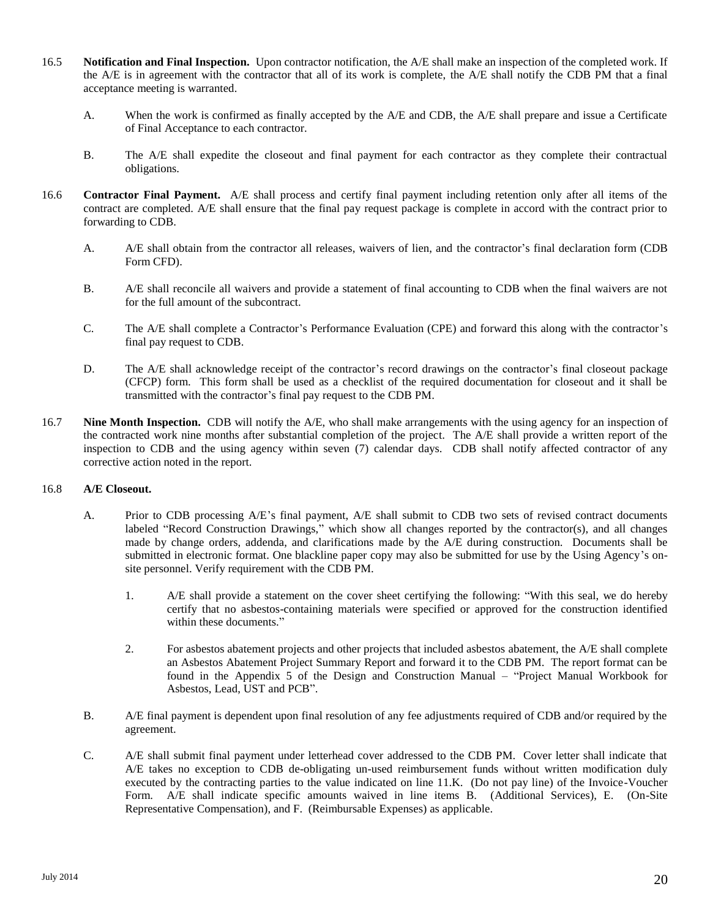16.5 **Notification and Final Inspection.** Upon contractor notification, the A/E shall make an inspection of the completed work. If the A/E is in agreement with the contractor that all of its work is complete, the A/E shall notify the CDB PM that a final acceptance meeting is warranted.

A. When the work is confirmed as finally accepted by the A/E and CDB, the A/E shall prepare and issue a Certificate of Final Acceptance to each contractor.

B. The A/E shall expedite the closeout and final payment for each contractor as they complete their contractual obligations.

16.6 **Contractor Final Payment.** A/E shall process and certify final payment including retention only after all items of the contract are completed. A/E shall ensure that the final pay request package is complete in accord with the contract prior to forwarding to CDB.

A. A/E shall obtain from the contractor all releases, waivers of lien, and the contractor's final declaration form (CDB Form CFD).

B. A/E shall reconcile all waivers and provide a statement of final accounting to CDB when the final waivers are not for the full amount of the subcontract.

C. The A/E shall complete a Contractor's Performance Evaluation (CPE) and forward this along with the contractor's final pay request to CDB.

D. The A/E shall acknowledge receipt of the contractor's record drawings on the contractor's final closeout package (CFCP) form. This form shall be used as a checklist of the required documentation for closeout and it shall be transmitted with the contractor's final pay request to the CDB PM.

16.7 **Nine Month Inspection.** CDB will notify the A/E, who shall make arrangements with the using agency for an inspection of the contracted work nine months after substantial completion of the project. The A/E shall provide a written report of the inspection to CDB and the using agency within seven (7) calendar days. CDB shall notify affected contractor of any corrective action noted in the report.

16.8 **A/E Closeout.**

A. Prior to CDB processing A/E's final payment, A/E shall submit to CDB two sets of revised contract documents labeled "Record Construction Drawings," which show all changes reported by the contractor(s), and all changes made by change orders, addenda, and clarifications made by the A/E during construction. Documents shall be submitted in electronic format. One blackline paper copy may also be submitted for use by the Using Agency's on-site personnel. Verify requirement with the CDB PM.

1. A/E shall provide a statement on the cover sheet certifying the following: "With this seal, we do hereby certify that no asbestos-containing materials were specified or approved for the construction identified within these documents."

2. For asbestos abatement projects and other projects that included asbestos abatement, the A/E shall complete an Asbestos Abatement Project Summary Report and forward it to the CDB PM. The report format can be found in the Appendix 5 of the Design and Construction Manual – "Project Manual Workbook for Asbestos, Lead, UST and PCB".

B. A/E final payment is dependent upon final resolution of any fee adjustments required of CDB and/or required by the agreement.

C. A/E shall submit final payment under letterhead cover addressed to the CDB PM. Cover letter shall indicate that A/E takes no exception to CDB de-obligating un-used reimbursement funds without written modification duly executed by the contracting parties to the value indicated on line 11.K. (Do not pay line) of the Invoice-Voucher Form. A/E shall indicate specific amounts waived in line items B. (Additional Services), E. (On-Site Representative Compensation), and F. (Reimbursable Expenses) as applicable.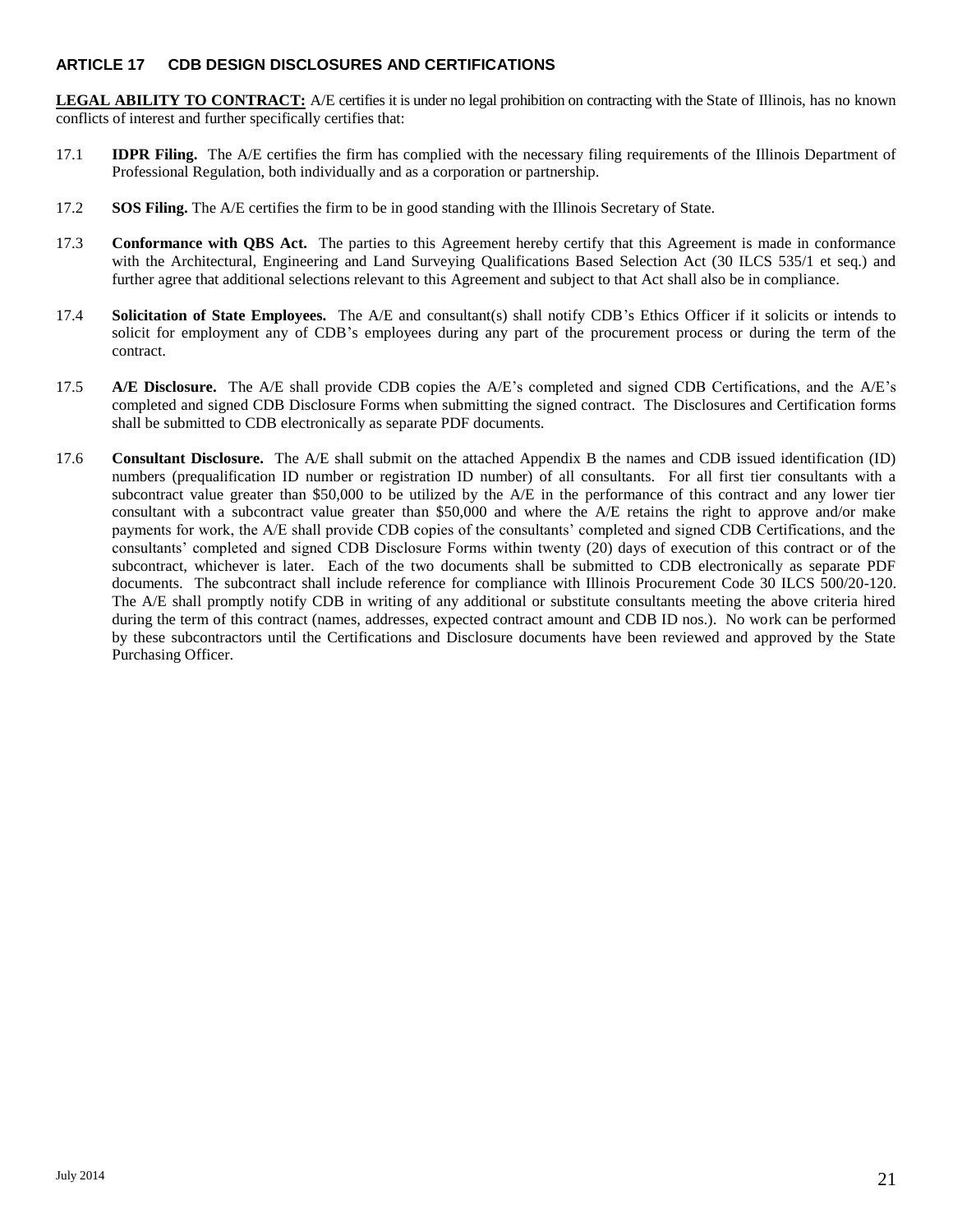## ARTICLE 17 CDB DESIGN DISCLOSURES AND CERTIFICATIONS

**LEGAL ABILITY TO CONTRACT:** A/E certifies it is under no legal prohibition on contracting with the State of Illinois, has no known conflicts of interest and further specifically certifies that:

17.1 **IDPR Filing.** The A/E certifies the firm has complied with the necessary filing requirements of the Illinois Department of Professional Regulation, both individually and as a corporation or partnership.

17.2 **SOS Filing.** The A/E certifies the firm to be in good standing with the Illinois Secretary of State.

17.3 **Conformance with QBS Act.** The parties to this Agreement hereby certify that this Agreement is made in conformance with the Architectural, Engineering and Land Surveying Qualifications Based Selection Act (30 ILCS 535/1 et seq.) and further agree that additional selections relevant to this Agreement and subject to that Act shall also be in compliance.

17.4 **Solicitation of State Employees.** The A/E and consultant(s) shall notify CDB's Ethics Officer if it solicits or intends to solicit for employment any of CDB's employees during any part of the procurement process or during the term of the contract.

17.5 **A/E Disclosure.** The A/E shall provide CDB copies the A/E's completed and signed CDB Certifications, and the A/E's completed and signed CDB Disclosure Forms when submitting the signed contract. The Disclosures and Certification forms shall be submitted to CDB electronically as separate PDF documents.

17.6 **Consultant Disclosure.** The A/E shall submit on the attached Appendix B the names and CDB issued identification (ID) numbers (prequalification ID number or registration ID number) of all consultants. For all first tier consultants with a subcontract value greater than $50,000 to be utilized by the A/E in the performance of this contract and any lower tier consultant with a subcontract value greater than $50,000 and where the A/E retains the right to approve and/or make payments for work, the A/E shall provide CDB copies of the consultants' completed and signed CDB Certifications, and the consultants' completed and signed CDB Disclosure Forms within twenty (20) days of execution of this contract or of the subcontract, whichever is later. Each of the two documents shall be submitted to CDB electronically as separate PDF documents. The subcontract shall include reference for compliance with Illinois Procurement Code 30 ILCS 500/20-120. The A/E shall promptly notify CDB in writing of any additional or substitute consultants meeting the above criteria hired during the term of this contract (names, addresses, expected contract amount and CDB ID nos.). No work can be performed by these subcontractors until the Certifications and Disclosure documents have been reviewed and approved by the State Purchasing Officer.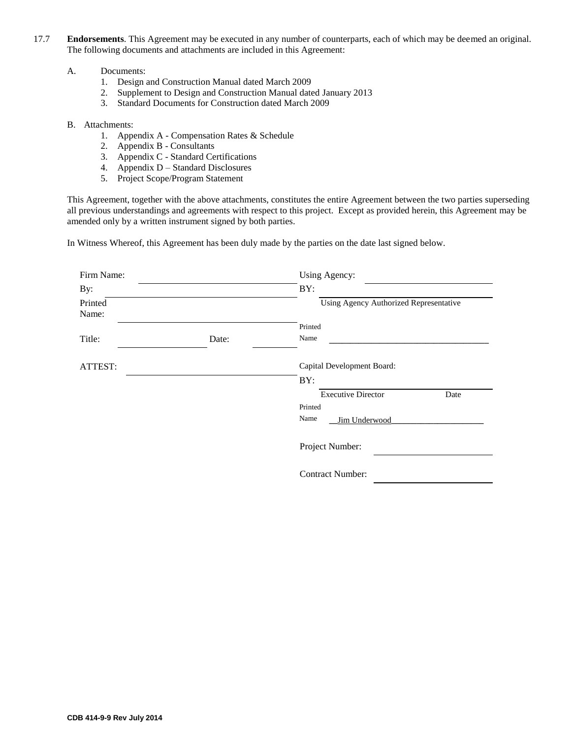17.7 **Endorsements**. This Agreement may be executed in any number of counterparts, each of which may be deemed an original. The following documents and attachments are included in this Agreement:

A. Documents:

1. Design and Construction Manual dated March 2009
2. Supplement to Design and Construction Manual dated January 2013
3. Standard Documents for Construction dated March 2009

B. Attachments:

1. Appendix A - Compensation Rates & Schedule
2. Appendix B - Consultants
3. Appendix C - Standard Certifications
4. Appendix D – Standard Disclosures
5. Project Scope/Program Statement

This Agreement, together with the above attachments, constitutes the entire Agreement between the two parties superseding all previous understandings and agreements with respect to this project. Except as provided herein, this Agreement may be amended only by a written instrument signed by both parties.

In Witness Whereof, this Agreement has been duly made by the parties on the date last signed below.

Firm Name: ______________________

By: ______________________

Printed Name: ______________________

Title: ____________ Date: ________

ATTEST: ______________________

Using Agency: ______________________

BY: ______________________
Using Agency Authorized Representative

Printed Name ______________________

Capital Development Board:

BY: ______________________
Executive Director Date

Printed Name __Jim Underwood______________________

Project Number: ______________________

Contract Number: ______________________

CDB 414-9-9 Rev July 2014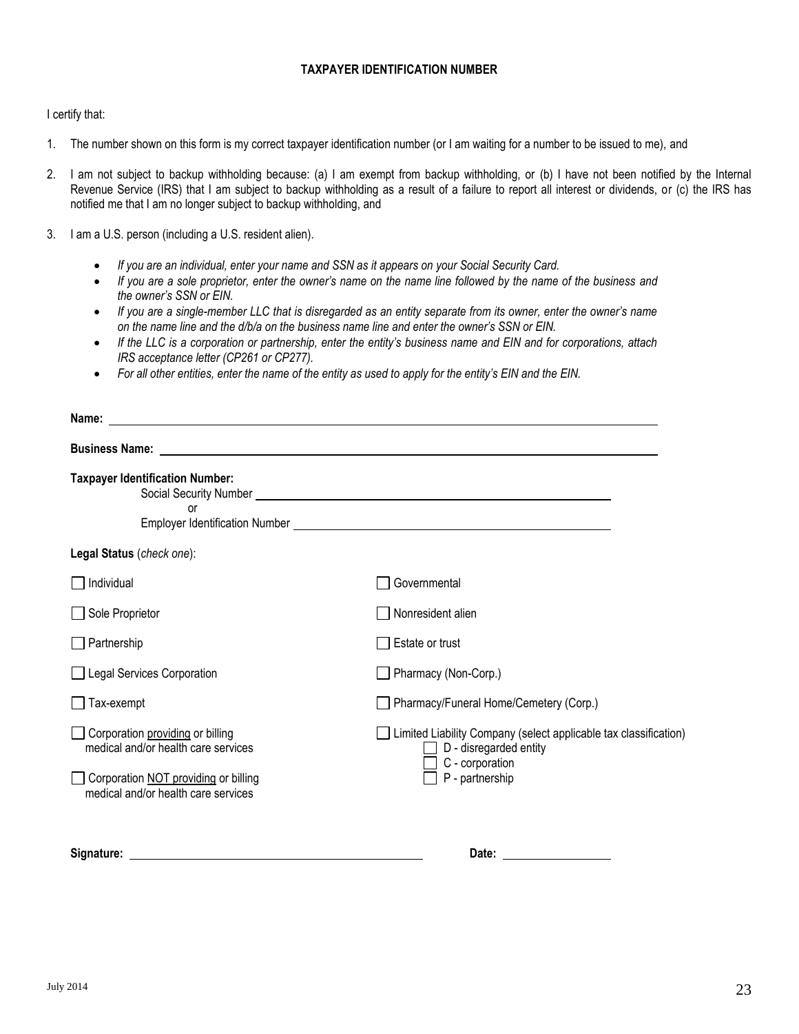## TAXPAYER IDENTIFICATION NUMBER

I certify that:

1. The number shown on this form is my correct taxpayer identification number (or I am waiting for a number to be issued to me), and
2. I am not subject to backup withholding because: (a) I am exempt from backup withholding, or (b) I have not been notified by the Internal Revenue Service (IRS) that I am subject to backup withholding as a result of a failure to report all interest or dividends, or (c) the IRS has notified me that I am no longer subject to backup withholding, and
3. I am a U.S. person (including a U.S. resident alien).

- *If you are an individual, enter your name and SSN as it appears on your Social Security Card.*
- *If you are a sole proprietor, enter the owner's name on the name line followed by the name of the business and the owner's SSN or EIN.*
- *If you are a single-member LLC that is disregarded as an entity separate from its owner, enter the owner's name on the name line and the d/b/a on the business name line and enter the owner's SSN or EIN.*
- *If the LLC is a corporation or partnership, enter the entity's business name and EIN and for corporations, attach IRS acceptance letter (CP261 or CP277).*
- *For all other entities, enter the name of the entity as used to apply for the entity's EIN and the EIN.*

**Name:** ______________________________________________

**Business Name:** ______________________________________________

**Taxpayer Identification Number:**

Social Security Number ______________________________________________

or

Employer Identification Number ______________________________________________

**Legal Status** (*check one*):

| | |
|---|---|
| ☐ Individual | ☐ Governmental |
| ☐ Sole Proprietor | ☐ Nonresident alien |
| ☐ Partnership | ☐ Estate or trust |
| ☐ Legal Services Corporation | ☐ Pharmacy (Non-Corp.) |
| ☐ Tax-exempt | ☐ Pharmacy/Funeral Home/Cemetery (Corp.) |
| ☐ Corporation providing or billing medical and/or health care services | ☐ Limited Liability Company (select applicable tax classification)<br>☐ D - disregarded entity<br>☐ C - corporation<br>☐ P - partnership |
| ☐ Corporation NOT providing or billing medical and/or health care services | |

**Signature:** ______________________________ **Date:** ________________

July 2014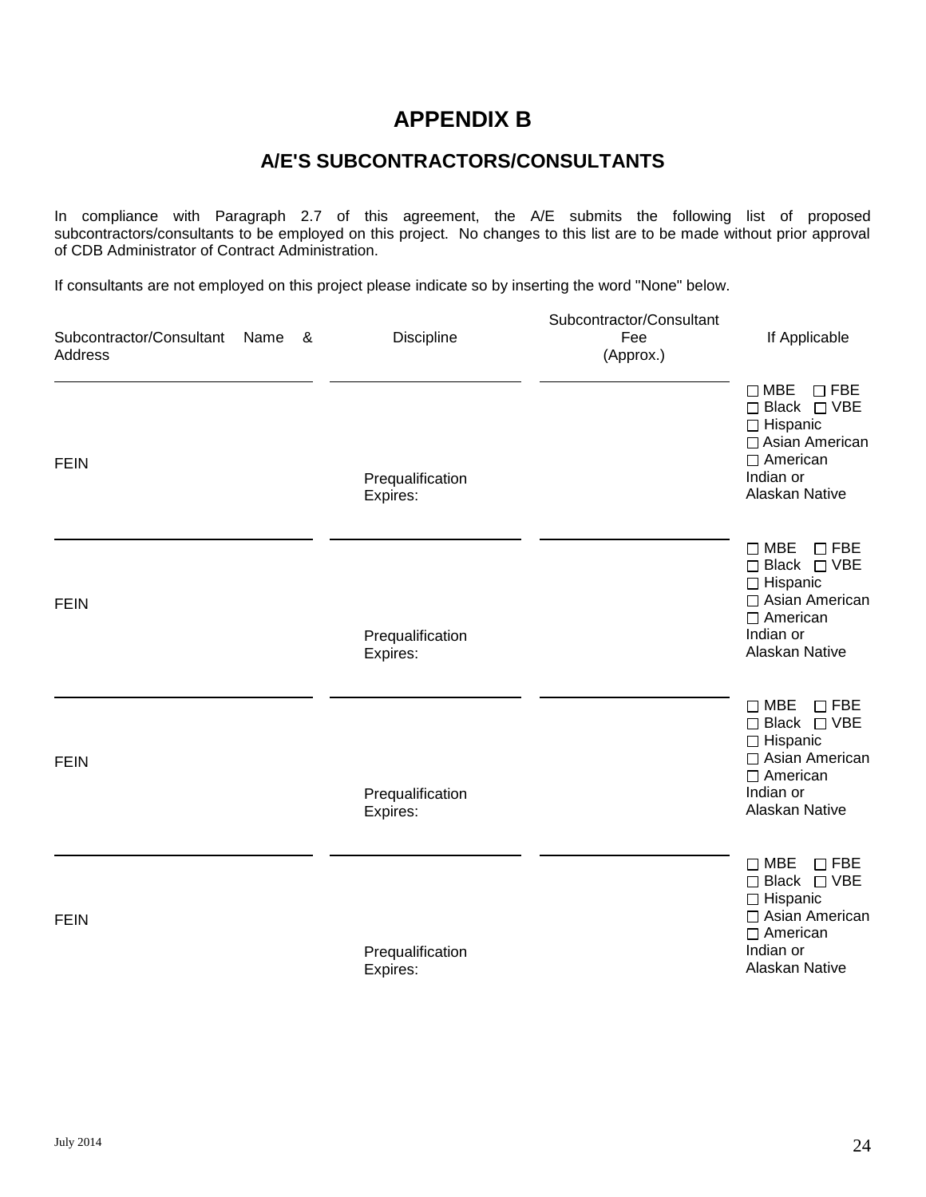# APPENDIX B

## A/E'S SUBCONTRACTORS/CONSULTANTS

In compliance with Paragraph 2.7 of this agreement, the A/E submits the following list of proposed subcontractors/consultants to be employed on this project. No changes to this list are to be made without prior approval of CDB Administrator of Contract Administration.

If consultants are not employed on this project please indicate so by inserting the word "None" below.

| Subcontractor/Consultant Name & Address | Discipline | Subcontractor/Consultant Fee (Approx.) | If Applicable |
| --- | --- | --- | --- |
| FEIN | Prequalification Expires: | | ☐ MBE ☐ FBE ☐ Black ☐ VBE ☐ Hispanic ☐ Asian American ☐ American Indian or Alaskan Native |
| FEIN | Prequalification Expires: | | ☐ MBE ☐ FBE ☐ Black ☐ VBE ☐ Hispanic ☐ Asian American ☐ American Indian or Alaskan Native |
| FEIN | Prequalification Expires: | | ☐ MBE ☐ FBE ☐ Black ☐ VBE ☐ Hispanic ☐ Asian American ☐ American Indian or Alaskan Native |
| FEIN | Prequalification Expires: | | ☐ MBE ☐ FBE ☐ Black ☐ VBE ☐ Hispanic ☐ Asian American ☐ American Indian or Alaskan Native |

July 2014